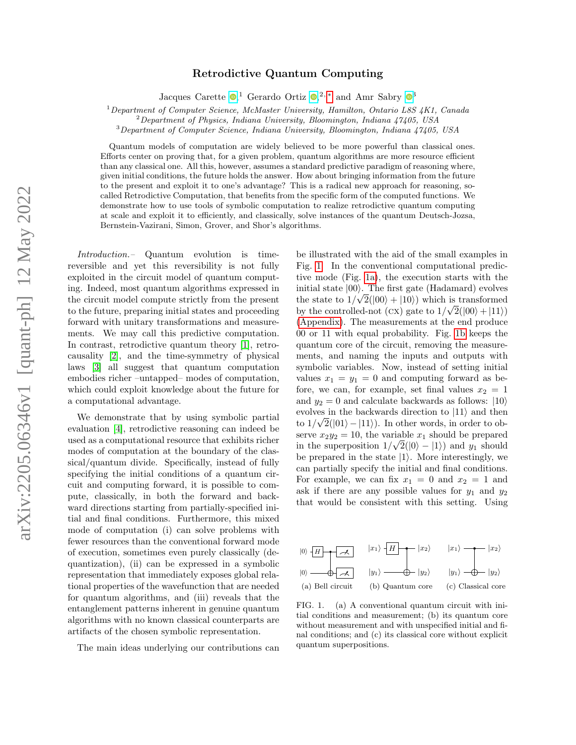# Retrodictive Quantum Computing

Jacques Carette [1] Gerardo Ortiz [2,*] and Amr Sabry [3]

[1] *Department of Computer Science, McMaster University, Hamilton, Ontario L8S 4K1, Canada*
[2] *Department of Physics, Indiana University, Bloomington, Indiana 47405, USA*
[3] *Department of Computer Science, Indiana University, Bloomington, Indiana 47405, USA*

Quantum models of computation are widely believed to be more powerful than classical ones. Efforts center on proving that, for a given problem, quantum algorithms are more resource efficient than any classical one. All this, however, assumes a standard predictive paradigm of reasoning where, given initial conditions, the future holds the answer. How about bringing information from the future to the present and exploit it to one's advantage? This is a radical new approach for reasoning, so-called Retrodictive Computation, that benefits from the specific form of the computed functions. We demonstrate how to use tools of symbolic computation to realize retrodictive quantum computing at scale and exploit it to efficiently, and classically, solve instances of the quantum Deutsch-Jozsa, Bernstein-Vazirani, Simon, Grover, and Shor's algorithms.

*Introduction.–* Quantum evolution is time-reversible and yet this reversibility is not fully exploited in the circuit model of quantum computing. Indeed, most quantum algorithms expressed in the circuit model compute strictly from the present to the future, preparing initial states and proceeding forward with unitary transformations and measurements. We may call this predictive computation. In contrast, retrodictive quantum theory [1], retrocausality [2], and the time-symmetry of physical laws [3] all suggest that quantum computation embodies richer –untapped– modes of computation, which could exploit knowledge about the future for a computational advantage.

We demonstrate that by using symbolic partial evaluation [4], retrodictive reasoning can indeed be used as a computational resource that exhibits richer modes of computation at the boundary of the classical/quantum divide. Specifically, instead of fully specifying the initial conditions of a quantum circuit and computing forward, it is possible to compute, classically, in both the forward and backward directions starting from partially-specified initial and final conditions. Furthermore, this mixed mode of computation (i) can solve problems with fewer resources than the conventional forward mode of execution, sometimes even purely classically (dequantization), (ii) can be expressed in a symbolic representation that immediately exposes global relational properties of the wavefunction that are needed for quantum algorithms, and (iii) reveals that the entanglement patterns inherent in genuine quantum algorithms with no known classical counterparts are artifacts of the chosen symbolic representation.

The main ideas underlying our contributions can be illustrated with the aid of the small examples in Fig. 1. In the conventional computational predictive mode (Fig. 1a), the execution starts with the initial state $|00\rangle$. The first gate (Hadamard) evolves the state to $1/\sqrt{2}(|00\rangle + |10\rangle)$ which is transformed by the controlled-not (CX) gate to $1/\sqrt{2}(|00\rangle + |11\rangle)$ (Appendix). The measurements at the end produce 00 or 11 with equal probability. Fig. 1b keeps the quantum core of the circuit, removing the measurements, and naming the inputs and outputs with symbolic variables. Now, instead of setting initial values $x_1 = y_1 = 0$ and computing forward as before, we can, for example, set final values $x_2 = 1$ and $y_2 = 0$ and calculate backwards as follows: $|10\rangle$ evolves in the backwards direction to $|11\rangle$ and then to $1/\sqrt{2}(|01\rangle - |11\rangle)$. In other words, in order to observe $x_2y_2 = 10$, the variable $x_1$ should be prepared in the superposition $1/\sqrt{2}(|0\rangle - |1\rangle)$ and $y_1$ should be prepared in the state $|1\rangle$. More interestingly, we can partially specify the initial and final conditions. For example, we can fix $x_1 = 0$ and $x_2 = 1$ and ask if there are any possible values for $y_1$ and $y_2$ that would be consistent with this setting. Using

(a) Bell circuit (b) Quantum core (c) Classical core

FIG. 1. (a) A conventional quantum circuit with initial conditions and measurement; (b) its quantum core without measurement and with unspecified initial and final conditions; and (c) its classical core without explicit quantum superpositions.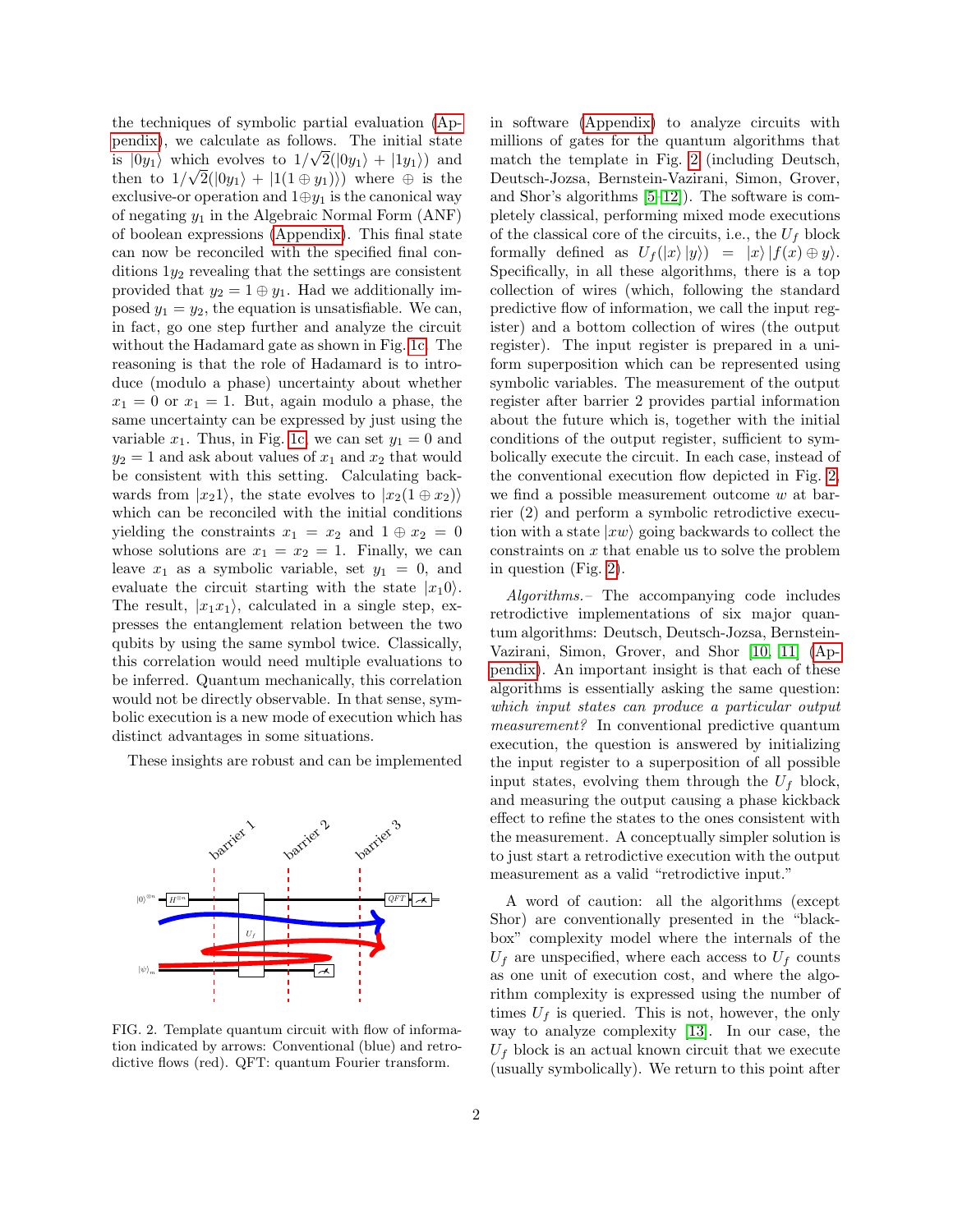the techniques of symbolic partial evaluation (Appendix), we calculate as follows. The initial state is $|0y_1\rangle$ which evolves to $1/\sqrt{2}(|0y_1\rangle + |1y_1\rangle)$ and then to $1/\sqrt{2}(|0y_1\rangle + |1(1 \oplus y_1)\rangle)$ where $\oplus$ is the exclusive-or operation and $1 \oplus y_1$ is the canonical way of negating $y_1$ in the Algebraic Normal Form (ANF) of boolean expressions (Appendix). This final state can now be reconciled with the specified final conditions $1y_2$ revealing that the settings are consistent provided that $y_2 = 1 \oplus y_1$. Had we additionally imposed $y_1 = y_2$, the equation is unsatisfiable. We can, in fact, go one step further and analyze the circuit without the Hadamard gate as shown in Fig. 1c. The reasoning is that the role of Hadamard is to introduce (modulo a phase) uncertainty about whether $x_1 = 0$ or $x_1 = 1$. But, again modulo a phase, the same uncertainty can be expressed by just using the variable $x_1$. Thus, in Fig. 1c, we can set $y_1 = 0$ and $y_2 = 1$ and ask about values of $x_1$ and $x_2$ that would be consistent with this setting. Calculating backwards from $|x_2 1\rangle$, the state evolves to $|x_2(1 \oplus x_2)\rangle$ which can be reconciled with the initial conditions yielding the constraints $x_1 = x_2$ and $1 \oplus x_2 = 0$ whose solutions are $x_1 = x_2 = 1$. Finally, we can leave $x_1$ as a symbolic variable, set $y_1 = 0$, and evaluate the circuit starting with the state $|x_1 0\rangle$. The result, $|x_1 x_1\rangle$, calculated in a single step, expresses the entanglement relation between the two qubits by using the same symbol twice. Classically, this correlation would need multiple evaluations to be inferred. Quantum mechanically, this correlation would not be directly observable. In that sense, symbolic execution is a new mode of execution which has distinct advantages in some situations.

These insights are robust and can be implemented in software (Appendix) to analyze circuits with millions of gates for the quantum algorithms that match the template in Fig. 2 (including Deutsch, Deutsch-Jozsa, Bernstein-Vazirani, Simon, Grover, and Shor's algorithms [5–12]). The software is completely classical, performing mixed mode executions of the classical core of the circuits, i.e., the $U_f$ block formally defined as $U_f(|x\rangle|y\rangle) = |x\rangle|f(x) \oplus y\rangle$. Specifically, in all these algorithms, there is a top collection of wires (which, following the standard predictive flow of information, we call the input register) and a bottom collection of wires (the output register). The input register is prepared in a uniform superposition which can be represented using symbolic variables. The measurement of the output register after barrier 2 provides partial information about the future which is, together with the initial conditions of the output register, sufficient to symbolically execute the circuit. In each case, instead of the conventional execution flow depicted in Fig. 2, we find a possible measurement outcome $w$ at barrier (2) and perform a symbolic retrodictive execution with a state $|xw\rangle$ going backwards to collect the constraints on $x$ that enable us to solve the problem in question (Fig. 2).

FIG. 2. Template quantum circuit with flow of information indicated by arrows: Conventional (blue) and retrodictive flows (red). QFT: quantum Fourier transform.

*Algorithms.–* The accompanying code includes retrodictive implementations of six major quantum algorithms: Deutsch, Deutsch-Jozsa, Bernstein-Vazirani, Simon, Grover, and Shor [10, 11] (Appendix). An important insight is that each of these algorithms is essentially asking the same question: *which input states can produce a particular output measurement?* In conventional predictive quantum execution, the question is answered by initializing the input register to a superposition of all possible input states, evolving them through the $U_f$ block, and measuring the output causing a phase kickback effect to refine the states to the ones consistent with the measurement. A conceptually simpler solution is to just start a retrodictive execution with the output measurement as a valid "retrodictive input."

A word of caution: all the algorithms (except Shor) are conventionally presented in the "black-box" complexity model where the internals of the $U_f$ are unspecified, where each access to $U_f$ counts as one unit of execution cost, and where the algorithm complexity is expressed using the number of times $U_f$ is queried. This is not, however, the only way to analyze complexity [13]. In our case, the $U_f$ block is an actual known circuit that we execute (usually symbolically). We return to this point after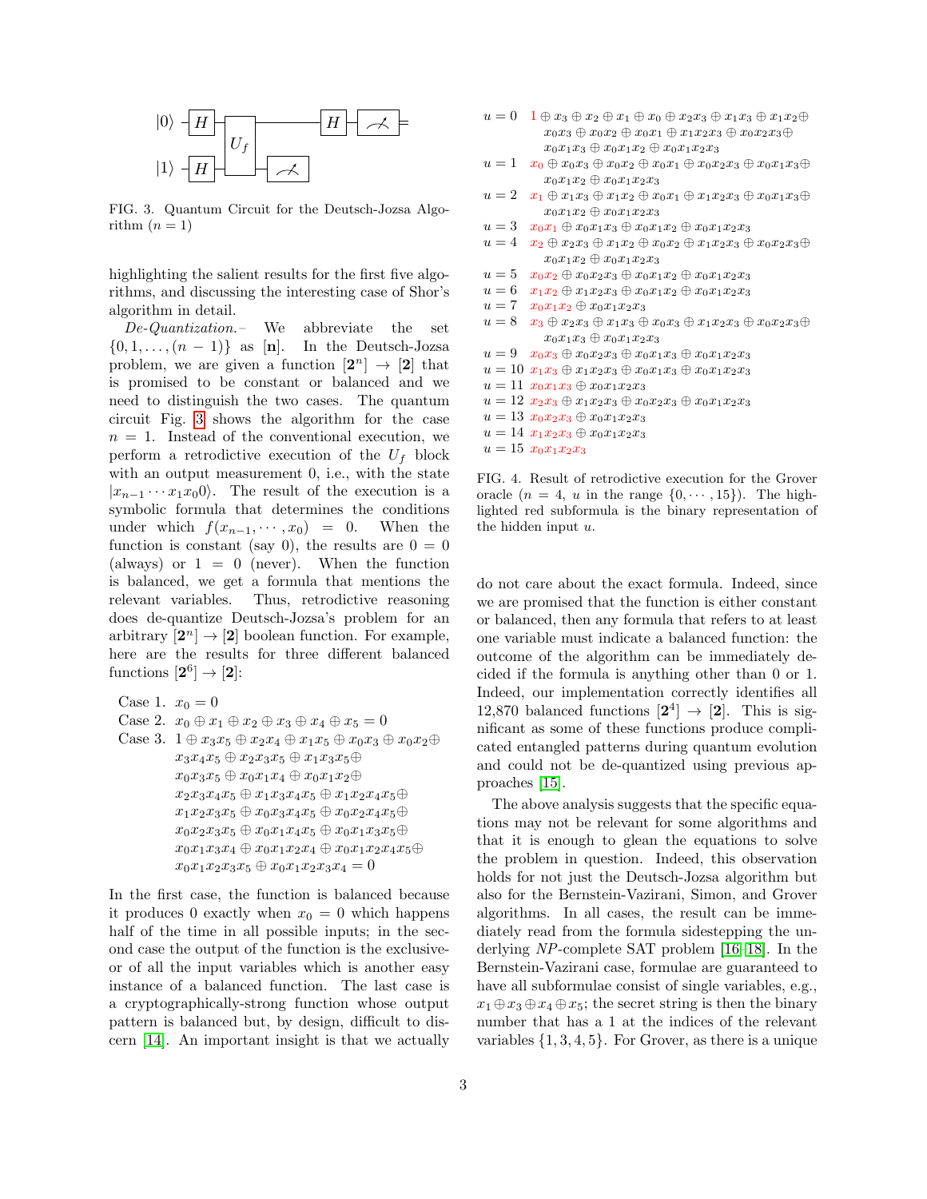FIG. 3. Quantum Circuit for the Deutsch-Jozsa Algorithm ($n = 1$)

highlighting the salient results for the first five algorithms, and discussing the interesting case of Shor's algorithm in detail.

*De-Quantization.–* We abbreviate the set $\{0, 1, \ldots, (n-1)\}$ as $[\mathbf{n}]$. In the Deutsch-Jozsa problem, we are given a function $[\mathbf{2}^n] \to [\mathbf{2}]$ that is promised to be constant or balanced and we need to distinguish the two cases. The quantum circuit Fig. 3 shows the algorithm for the case $n = 1$. Instead of the conventional execution, we perform a retrodictive execution of the $U_f$ block with an output measurement 0, i.e., with the state $|x_{n-1} \cdots x_1 x_0 0\rangle$. The result of the execution is a symbolic formula that determines the conditions under which $f(x_{n-1}, \cdots, x_0) = 0$. When the function is constant (say 0), the results are $0 = 0$ (always) or $1 = 0$ (never). When the function is balanced, we get a formula that mentions the relevant variables. Thus, retrodictive reasoning does de-quantize Deutsch-Jozsa's problem for an arbitrary $[\mathbf{2}^n] \to [\mathbf{2}]$ boolean function. For example, here are the results for three different balanced functions $[\mathbf{2}^6] \to [\mathbf{2}]$:

Case 1. $x_0 = 0$

Case 2. $x_0 \oplus x_1 \oplus x_2 \oplus x_3 \oplus x_4 \oplus x_5 = 0$

Case 3. $1 \oplus x_3x_5 \oplus x_2x_4 \oplus x_1x_5 \oplus x_0x_3 \oplus x_0x_2 \oplus x_3x_4x_5 \oplus x_2x_3x_5 \oplus x_1x_3x_5 \oplus x_0x_3x_5 \oplus x_0x_1x_4 \oplus x_0x_1x_2 \oplus x_2x_3x_4x_5 \oplus x_1x_3x_4x_5 \oplus x_1x_2x_4x_5 \oplus x_1x_2x_3x_5 \oplus x_0x_3x_4x_5 \oplus x_0x_2x_4x_5 \oplus x_0x_2x_3x_5 \oplus x_0x_1x_4x_5 \oplus x_0x_1x_3x_5 \oplus x_0x_1x_3x_4 \oplus x_0x_1x_2x_4 \oplus x_0x_1x_2x_4x_5 \oplus x_0x_1x_2x_3x_5 \oplus x_0x_1x_2x_3x_4 = 0$

In the first case, the function is balanced because it produces 0 exactly when $x_0 = 0$ which happens half of the time in all possible inputs; in the second case the output of the function is the exclusive-or of all the input variables which is another easy instance of a balanced function. The last case is a cryptographically-strong function whose output pattern is balanced but, by design, difficult to discern [14]. An important insight is that we actually do not care about the exact formula. Indeed, since we are promised that the function is either constant or balanced, then any formula that refers to at least one variable must indicate a balanced function: the outcome of the algorithm can be immediately decided if the formula is anything other than 0 or 1. Indeed, our implementation correctly identifies all 12,870 balanced functions $[\mathbf{2}^4] \to [\mathbf{2}]$. This is significant as some of these functions produce complicated entangled patterns during quantum evolution and could not be de-quantized using previous approaches [15].

$u = 0$: $1 \oplus x_3 \oplus x_2 \oplus x_1 \oplus x_0 \oplus x_2x_3 \oplus x_1x_3 \oplus x_1x_2 \oplus x_0x_3 \oplus x_0x_2 \oplus x_0x_1 \oplus x_1x_2x_3 \oplus x_0x_2x_3 \oplus x_0x_1x_3 \oplus x_0x_1x_2 \oplus x_0x_1x_2x_3$

$u = 1$: $x_0 \oplus x_0x_3 \oplus x_0x_2 \oplus x_0x_1 \oplus x_0x_2x_3 \oplus x_0x_1x_3 \oplus x_0x_1x_2 \oplus x_0x_1x_2x_3$

$u = 2$: $x_1 \oplus x_1x_3 \oplus x_1x_2 \oplus x_0x_1 \oplus x_1x_2x_3 \oplus x_0x_1x_3 \oplus x_0x_1x_2 \oplus x_0x_1x_2x_3$

$u = 3$: $x_0x_1 \oplus x_0x_1x_3 \oplus x_0x_1x_2 \oplus x_0x_1x_2x_3$

$u = 4$: $x_2 \oplus x_2x_3 \oplus x_1x_2 \oplus x_0x_2 \oplus x_1x_2x_3 \oplus x_0x_2x_3 \oplus x_0x_1x_2 \oplus x_0x_1x_2x_3$

$u = 5$: $x_0x_2 \oplus x_0x_2x_3 \oplus x_0x_1x_2 \oplus x_0x_1x_2x_3$

$u = 6$: $x_1x_2 \oplus x_1x_2x_3 \oplus x_0x_1x_2 \oplus x_0x_1x_2x_3$

$u = 7$: $x_0x_1x_2 \oplus x_0x_1x_2x_3$

$u = 8$: $x_3 \oplus x_2x_3 \oplus x_1x_3 \oplus x_0x_3 \oplus x_1x_2x_3 \oplus x_0x_2x_3 \oplus x_0x_1x_3 \oplus x_0x_1x_2x_3$

$u = 9$: $x_0x_3 \oplus x_0x_2x_3 \oplus x_0x_1x_3 \oplus x_0x_1x_2x_3$

$u = 10$: $x_1x_3 \oplus x_1x_2x_3 \oplus x_0x_1x_3 \oplus x_0x_1x_2x_3$

$u = 11$: $x_0x_1x_3 \oplus x_0x_1x_2x_3$

$u = 12$: $x_2x_3 \oplus x_1x_2x_3 \oplus x_0x_2x_3 \oplus x_0x_1x_2x_3$

$u = 13$: $x_0x_2x_3 \oplus x_0x_1x_2x_3$

$u = 14$: $x_1x_2x_3 \oplus x_0x_1x_2x_3$

$u = 15$: $x_0x_1x_2x_3$

FIG. 4. Result of retrodictive execution for the Grover oracle ($n = 4$, $u$ in the range $\{0, \cdots, 15\}$). The highlighted red subformula is the binary representation of the hidden input $u$.

The above analysis suggests that the specific equations may not be relevant for some algorithms and that it is enough to glean the equations to solve the problem in question. Indeed, this observation holds for not just the Deutsch-Jozsa algorithm but also for the Bernstein-Vazirani, Simon, and Grover algorithms. In all cases, the result can be immediately read from the formula sidestepping the underlying *NP*-complete SAT problem [16–18]. In the Bernstein-Vazirani case, formulae are guaranteed to have all subformulae consist of single variables, e.g., $x_1 \oplus x_3 \oplus x_4 \oplus x_5$; the secret string is then the binary number that has a 1 at the indices of the relevant variables $\{1, 3, 4, 5\}$. For Grover, as there is a unique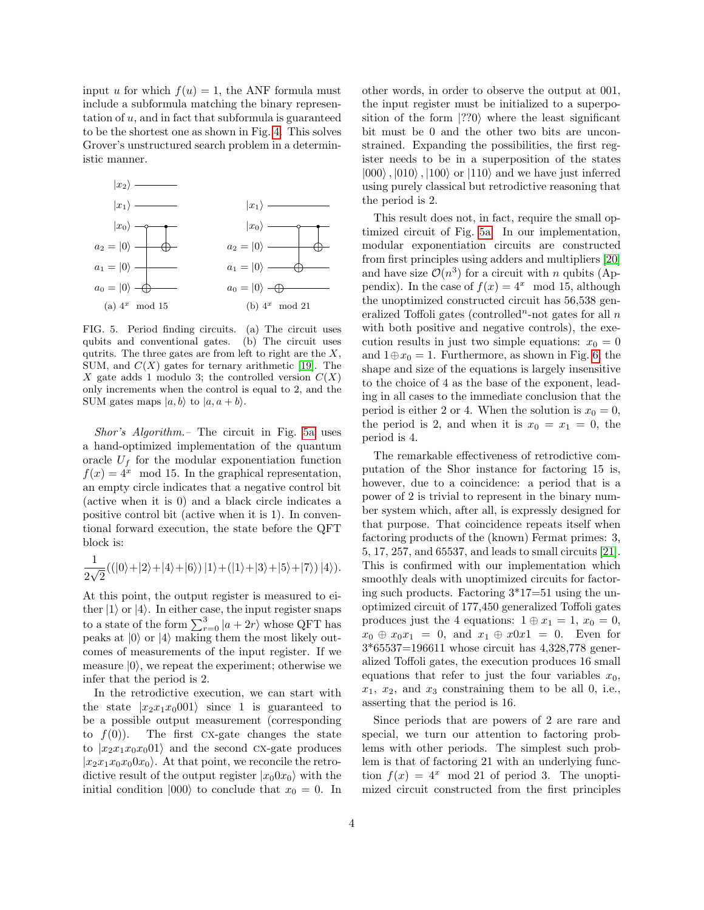input $u$ for which $f(u) = 1$, the ANF formula must include a subformula matching the binary representation of $u$, and in fact that subformula is guaranteed to be the shortest one as shown in Fig. 4. This solves Grover's unstructured search problem in a deterministic manner.

(a) $4^x \mod 15$

(b) $4^x \mod 21$

FIG. 5. Period finding circuits. (a) The circuit uses qubits and conventional gates. (b) The circuit uses qutrits. The three gates are from left to right are the $X$, SUM, and $C(X)$ gates for ternary arithmetic [19]. The $X$ gate adds 1 modulo 3; the controlled version $C(X)$ only increments when the control is equal to 2, and the SUM gates maps $|a, b\rangle$ to $|a, a + b\rangle$.

*Shor's Algorithm.*– The circuit in Fig. 5a uses a hand-optimized implementation of the quantum oracle $U_f$ for the modular exponentiation function $f(x) = 4^x \mod 15$. In the graphical representation, an empty circle indicates that a negative control bit (active when it is 0) and a black circle indicates a positive control bit (active when it is 1). In conventional forward execution, the state before the QFT block is:

$$\frac{1}{2\sqrt{2}}((|0\rangle+|2\rangle+|4\rangle+|6\rangle)\,|1\rangle+(|1\rangle+|3\rangle+|5\rangle+|7\rangle)\,|4\rangle).$$

At this point, the output register is measured to either $|1\rangle$ or $|4\rangle$. In either case, the input register snaps to a state of the form $\sum_{r=0}^{3} |a + 2r\rangle$ whose QFT has peaks at $|0\rangle$ or $|4\rangle$ making them the most likely outcomes of measurements of the input register. If we measure $|0\rangle$, we repeat the experiment; otherwise we infer that the period is 2.

In the retrodictive execution, we can start with the state $|x_2x_1x_0001\rangle$ since 1 is guaranteed to be a possible output measurement (corresponding to $f(0)$). The first CX-gate changes the state to $|x_2x_1x_0x_001\rangle$ and the second CX-gate produces $|x_2x_1x_0x_00x_0\rangle$. At that point, we reconcile the retrodictive result of the output register $|x_00x_0\rangle$ with the initial condition $|000\rangle$ to conclude that $x_0 = 0$. In other words, in order to observe the output at 001, the input register must be initialized to a superposition of the form $|??0\rangle$ where the least significant bit must be 0 and the other two bits are unconstrained. Expanding the possibilities, the first register needs to be in a superposition of the states $|000\rangle, |010\rangle, |100\rangle$ or $|110\rangle$ and we have just inferred using purely classical but retrodictive reasoning that the period is 2.

This result does not, in fact, require the small optimized circuit of Fig. 5a. In our implementation, modular exponentiation circuits are constructed from first principles using adders and multipliers [20] and have size $\mathcal{O}(n^3)$ for a circuit with $n$ qubits (Appendix). In the case of $f(x) = 4^x \mod 15$, although the unoptimized constructed circuit has 56,538 generalized Toffoli gates (controlled$^n$-not gates for all $n$ with both positive and negative controls), the execution results in just two simple equations: $x_0 = 0$ and $1 \oplus x_0 = 1$. Furthermore, as shown in Fig. 6, the shape and size of the equations is largely insensitive to the choice of 4 as the base of the exponent, leading in all cases to the immediate conclusion that the period is either 2 or 4. When the solution is $x_0 = 0$, the period is 2, and when it is $x_0 = x_1 = 0$, the period is 4.

The remarkable effectiveness of retrodictive computation of the Shor instance for factoring 15 is, however, due to a coincidence: a period that is a power of 2 is trivial to represent in the binary number system which, after all, is expressly designed for that purpose. That coincidence repeats itself when factoring products of the (known) Fermat primes: 3, 5, 17, 257, and 65537, and leads to small circuits [21]. This is confirmed with our implementation which smoothly deals with unoptimized circuits for factoring such products. Factoring 3*17=51 using the unoptimized circuit of 177,450 generalized Toffoli gates produces just the 4 equations: $1 \oplus x_1 = 1$, $x_0 = 0$, $x_0 \oplus x_0x_1 = 0$, and $x_1 \oplus x0x1 = 0$. Even for 3*65537=196611 whose circuit has 4,328,778 generalized Toffoli gates, the execution produces 16 small equations that refer to just the four variables $x_0$, $x_1$, $x_2$, and $x_3$ constraining them to be all 0, i.e., asserting that the period is 16.

Since periods that are powers of 2 are rare and special, we turn our attention to factoring problems with other periods. The simplest such problem is that of factoring 21 with an underlying function $f(x) = 4^x \mod 21$ of period 3. The unoptimized circuit constructed from the first principles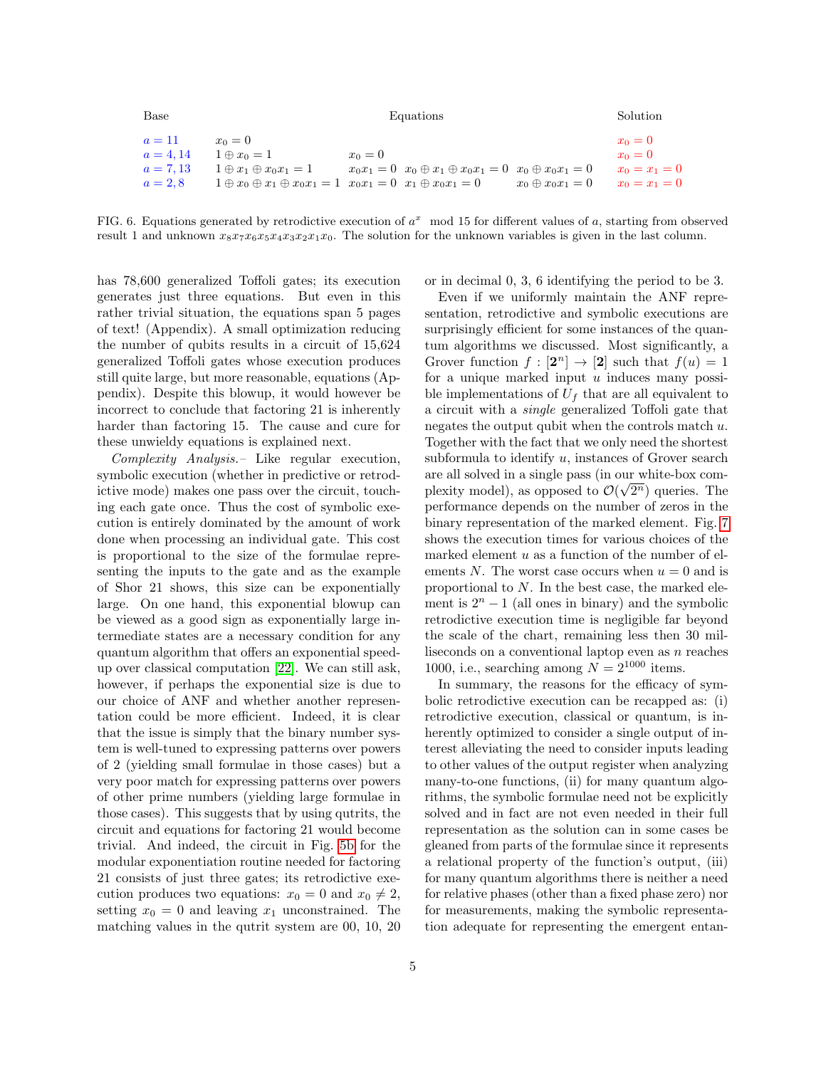| Base | Equations | | | | Solution |
|---|---|---|---|---|---|
| $a = 11$ | $x_0 = 0$ | | | | $x_0 = 0$ |
| $a = 4, 14$ | $1 \oplus x_0 = 1$ | $x_0 = 0$ | | | $x_0 = 0$ |
| $a = 7, 13$ | $1 \oplus x_1 \oplus x_0x_1 = 1$ | $x_0x_1 = 0$ | $x_0 \oplus x_1 \oplus x_0x_1 = 0$ | $x_0 \oplus x_0x_1 = 0$ | $x_0 = x_1 = 0$ |
| $a = 2, 8$ | $1 \oplus x_0 \oplus x_1 \oplus x_0x_1 = 1$ | $x_0x_1 = 0$ | $x_1 \oplus x_0x_1 = 0$ | $x_0 \oplus x_0x_1 = 0$ | $x_0 = x_1 = 0$ |

FIG. 6. Equations generated by retrodictive execution of $a^x \mod 15$ for different values of $a$, starting from observed result 1 and unknown $x_8x_7x_6x_5x_4x_3x_2x_1x_0$. The solution for the unknown variables is given in the last column.

has 78,600 generalized Toffoli gates; its execution generates just three equations. But even in this rather trivial situation, the equations span 5 pages of text! (Appendix). A small optimization reducing the number of qubits results in a circuit of 15,624 generalized Toffoli gates whose execution produces still quite large, but more reasonable, equations (Appendix). Despite this blowup, it would however be incorrect to conclude that factoring 21 is inherently harder than factoring 15. The cause and cure for these unwieldy equations is explained next.

*Complexity Analysis.–* Like regular execution, symbolic execution (whether in predictive or retrodictive mode) makes one pass over the circuit, touching each gate once. Thus the cost of symbolic execution is entirely dominated by the amount of work done when processing an individual gate. This cost is proportional to the size of the formulae representing the inputs to the gate and as the example of Shor 21 shows, this size can be exponentially large. On one hand, this exponential blowup can be viewed as a good sign as exponentially large intermediate states are a necessary condition for any quantum algorithm that offers an exponential speed-up over classical computation [22]. We can still ask, however, if perhaps the exponential size is due to our choice of ANF and whether another representation could be more efficient. Indeed, it is clear that the issue is simply that the binary number system is well-tuned to expressing patterns over powers of 2 (yielding small formulae in those cases) but a very poor match for expressing patterns over powers of other prime numbers (yielding large formulae in those cases). This suggests that by using qutrits, the circuit and equations for factoring 21 would become trivial. And indeed, the circuit in Fig. 5b for the modular exponentiation routine needed for factoring 21 consists of just three gates; its retrodictive execution produces two equations: $x_0 = 0$ and $x_0 \neq 2$, setting $x_0 = 0$ and leaving $x_1$ unconstrained. The matching values in the qutrit system are 00, 10, 20 or in decimal 0, 3, 6 identifying the period to be 3.

Even if we uniformly maintain the ANF representation, retrodictive and symbolic executions are surprisingly efficient for some instances of the quantum algorithms we discussed. Most significantly, a Grover function $f : [\mathbf{2}^n] \to [\mathbf{2}]$ such that $f(u) = 1$ for a unique marked input $u$ induces many possible implementations of $U_f$ that are all equivalent to a circuit with a *single* generalized Toffoli gate that negates the output qubit when the controls match $u$. Together with the fact that we only need the shortest subformula to identify $u$, instances of Grover search are all solved in a single pass (in our white-box complexity model), as opposed to $\mathcal{O}(\sqrt{2^n})$ queries. The performance depends on the number of zeros in the binary representation of the marked element. Fig. 7 shows the execution times for various choices of the marked element $u$ as a function of the number of elements $N$. The worst case occurs when $u = 0$ and is proportional to $N$. In the best case, the marked element is $2^n - 1$ (all ones in binary) and the symbolic retrodictive execution time is negligible far beyond the scale of the chart, remaining less then 30 milliseconds on a conventional laptop even as $n$ reaches 1000, i.e., searching among $N = 2^{1000}$ items.

In summary, the reasons for the efficacy of symbolic retrodictive execution can be recapped as: (i) retrodictive execution, classical or quantum, is inherently optimized to consider a single output of interest alleviating the need to consider inputs leading to other values of the output register when analyzing many-to-one functions, (ii) for many quantum algorithms, the symbolic formulae need not be explicitly solved and in fact are not even needed in their full representation as the solution can in some cases be gleaned from parts of the formulae since it represents a relational property of the function's output, (iii) for many quantum algorithms there is neither a need for relative phases (other than a fixed phase zero) nor for measurements, making the symbolic representation adequate for representing the emergent entan-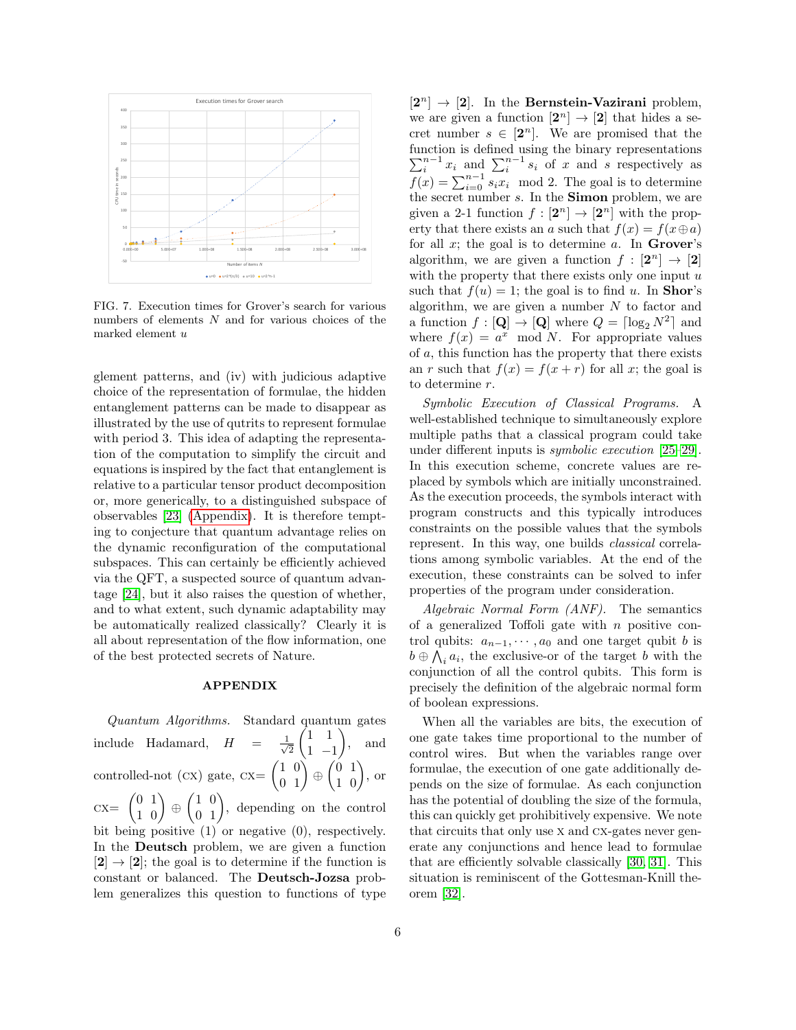FIG. 7. Execution times for Grover's search for various numbers of elements $N$ and for various choices of the marked element $u$

glement patterns, and (iv) with judicious adaptive choice of the representation of formulae, the hidden entanglement patterns can be made to disappear as illustrated by the use of qutrits to represent formulae with period 3. This idea of adapting the representation of the computation to simplify the circuit and equations is inspired by the fact that entanglement is relative to a particular tensor product decomposition or, more generically, to a distinguished subspace of observables [23] (Appendix). It is therefore tempting to conjecture that quantum advantage relies on the dynamic reconfiguration of the computational subspaces. This can certainly be efficiently achieved via the QFT, a suspected source of quantum advantage [24], but it also raises the question of whether, and to what extent, such dynamic adaptability may be automatically realized classically? Clearly it is all about representation of the flow information, one of the best protected secrets of Nature.

## APPENDIX

*Quantum Algorithms.* Standard quantum gates include Hadamard, $H = \frac{1}{\sqrt{2}}\begin{pmatrix}1 & 1\\ 1 & -1\end{pmatrix}$, and controlled-not (CX) gate, CX$=\begin{pmatrix}1 & 0\\ 0 & 1\end{pmatrix} \oplus \begin{pmatrix}0 & 1\\ 1 & 0\end{pmatrix}$, or CX$=\begin{pmatrix}0 & 1\\ 1 & 0\end{pmatrix} \oplus \begin{pmatrix}1 & 0\\ 0 & 1\end{pmatrix}$, depending on the control bit being positive (1) or negative (0), respectively. In the **Deutsch** problem, we are given a function $[\mathbf{2}] \to [\mathbf{2}]$; the goal is to determine if the function is constant or balanced. The **Deutsch-Jozsa** problem generalizes this question to functions of type $[\mathbf{2}^n] \to [\mathbf{2}]$. In the **Bernstein-Vazirani** problem, we are given a function $[\mathbf{2}^n] \to [\mathbf{2}]$ that hides a secret number $s \in [\mathbf{2}^n]$. We are promised that the function is defined using the binary representations $\sum_i^{n-1} x_i$ and $\sum_i^{n-1} s_i$ of $x$ and $s$ respectively as $f(x) = \sum_{i=0}^{n-1} s_i x_i \mod 2$. The goal is to determine the secret number $s$. In the **Simon** problem, we are given a 2-1 function $f : [\mathbf{2}^n] \to [\mathbf{2}^n]$ with the property that there exists an $a$ such that $f(x) = f(x \oplus a)$ for all $x$; the goal is to determine $a$. In **Grover**'s algorithm, we are given a function $f : [\mathbf{2}^n] \to [\mathbf{2}]$ with the property that there exists only one input $u$ such that $f(u) = 1$; the goal is to find $u$. In **Shor**'s algorithm, we are given a number $N$ to factor and a function $f : [\mathbf{Q}] \to [\mathbf{Q}]$ where $Q = \lceil \log_2 N^2 \rceil$ and where $f(x) = a^x \mod N$. For appropriate values of $a$, this function has the property that there exists an $r$ such that $f(x) = f(x + r)$ for all $x$; the goal is to determine $r$.

*Symbolic Execution of Classical Programs.* A well-established technique to simultaneously explore multiple paths that a classical program could take under different inputs is *symbolic execution* [25–29]. In this execution scheme, concrete values are replaced by symbols which are initially unconstrained. As the execution proceeds, the symbols interact with program constructs and this typically introduces constraints on the possible values that the symbols represent. In this way, one builds *classical* correlations among symbolic variables. At the end of the execution, these constraints can be solved to infer properties of the program under consideration.

*Algebraic Normal Form (ANF).* The semantics of a generalized Toffoli gate with $n$ positive control qubits: $a_{n-1}, \cdots, a_0$ and one target qubit $b$ is $b \oplus \bigwedge_i a_i$, the exclusive-or of the target $b$ with the conjunction of all the control qubits. This form is precisely the definition of the algebraic normal form of boolean expressions.

When all the variables are bits, the execution of one gate takes time proportional to the number of control wires. But when the variables range over formulae, the execution of one gate additionally depends on the size of formulae. As each conjunction has the potential of doubling the size of the formula, this can quickly get prohibitively expensive. We note that circuits that only use X and CX-gates never generate any conjunctions and hence lead to formulae that are efficiently solvable classically [30, 31]. This situation is reminiscent of the Gottesman-Knill theorem [32].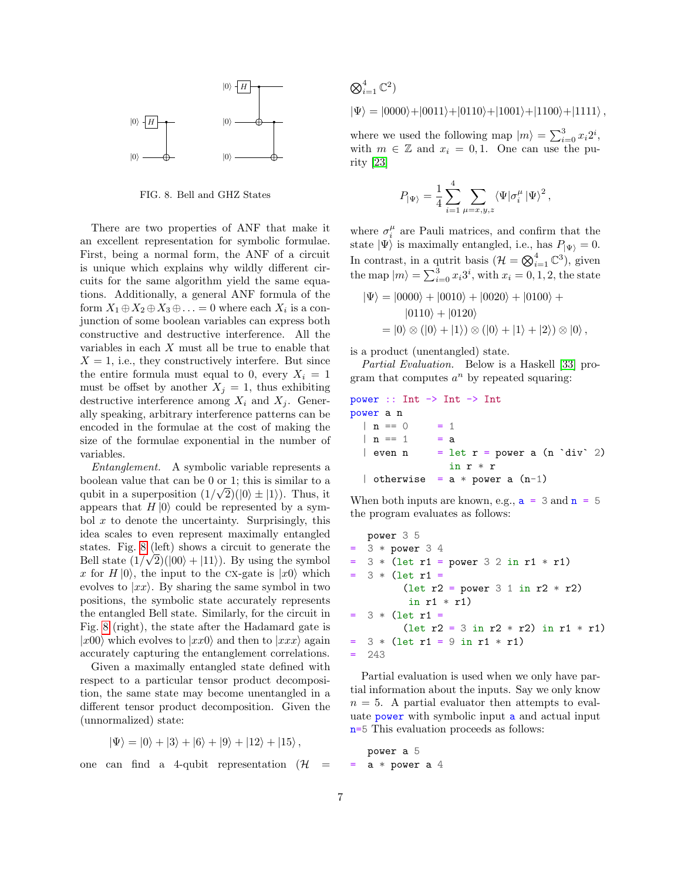FIG. 8. Bell and GHZ States

There are two properties of ANF that make it an excellent representation for symbolic formulae. First, being a normal form, the ANF of a circuit is unique which explains why wildly different circuits for the same algorithm yield the same equations. Additionally, a general ANF formula of the form $X_1 \oplus X_2 \oplus X_3 \oplus \ldots = 0$ where each $X_i$ is a conjunction of some boolean variables can express both constructive and destructive interference. All the variables in each $X$ must all be true to enable that $X = 1$, i.e., they constructively interfere. But since the entire formula must equal to 0, every $X_i = 1$ must be offset by another $X_j = 1$, thus exhibiting destructive interference among $X_i$ and $X_j$. Generally speaking, arbitrary interference patterns can be encoded in the formulae at the cost of making the size of the formulae exponential in the number of variables.

*Entanglement.* A symbolic variable represents a boolean value that can be 0 or 1; this is similar to a qubit in a superposition $(1/\sqrt{2})(|0\rangle \pm |1\rangle)$. Thus, it appears that $H|0\rangle$ could be represented by a symbol $x$ to denote the uncertainty. Surprisingly, this idea scales to even represent maximally entangled states. Fig. 8 (left) shows a circuit to generate the Bell state $(1/\sqrt{2})(|00\rangle + |11\rangle)$. By using the symbol $x$ for $H|0\rangle$, the input to the CX-gate is $|x0\rangle$ which evolves to $|xx\rangle$. By sharing the same symbol in two positions, the symbolic state accurately represents the entangled Bell state. Similarly, for the circuit in Fig. 8 (right), the state after the Hadamard gate is $|x00\rangle$ which evolves to $|xx0\rangle$ and then to $|xxx\rangle$ again accurately capturing the entanglement correlations.

Given a maximally entangled state defined with respect to a particular tensor product decomposition, the same state may become unentangled in a different tensor product decomposition. Given the (unnormalized) state:

$$|\Psi\rangle = |0\rangle + |3\rangle + |6\rangle + |9\rangle + |12\rangle + |15\rangle\,,$$

one can find a 4-qubit representation ($\mathcal{H} = \bigotimes_{i=1}^{4} \mathbb{C}^2$)

$$|\Psi\rangle = |0000\rangle + |0011\rangle + |0110\rangle + |1001\rangle + |1100\rangle + |1111\rangle\,,$$

where we used the following map $|m\rangle = \sum_{i=0}^{3} x_i 2^i$, with $m \in \mathbb{Z}$ and $x_i = 0, 1$. One can use the purity [23]

$$P_{|\Psi\rangle} = \frac{1}{4}\sum_{i=1}^{4}\sum_{\mu=x,y,z} \langle\Psi|\sigma_i^\mu|\Psi\rangle^2\,,$$

where $\sigma_i^\mu$ are Pauli matrices, and confirm that the state $|\Psi\rangle$ is maximally entangled, i.e., has $P_{|\Psi\rangle} = 0$. In contrast, in a qutrit basis ($\mathcal{H} = \bigotimes_{i=1}^{4} \mathbb{C}^3$), given the map $|m\rangle = \sum_{i=0}^{3} x_i 3^i$, with $x_i = 0, 1, 2$, the state

$$\begin{aligned}|\Psi\rangle &= |0000\rangle + |0010\rangle + |0020\rangle + |0100\rangle + \\ &\quad |0110\rangle + |0120\rangle \\ &= |0\rangle \otimes (|0\rangle + |1\rangle) \otimes (|0\rangle + |1\rangle + |2\rangle) \otimes |0\rangle\,,\end{aligned}$$

is a product (unentangled) state.

*Partial Evaluation.* Below is a Haskell [33] program that computes $a^n$ by repeated squaring:

```
power :: Int -> Int -> Int
power a n
  | n == 0      = 1
  | n == 1      = a
  | even n      = let r = power a (n `div` 2)
                  in r * r
  | otherwise   = a * power a (n-1)
```

When both inputs are known, e.g., `a = 3` and `n = 5` the program evaluates as follows:

```
   power 3 5
=  3 * power 3 4
=  3 * (let r1 = power 3 2 in r1 * r1)
=  3 * (let r1 =
         (let r2 = power 3 1 in r2 * r2)
          in r1 * r1)
=  3 * (let r1 =
         (let r2 = 3 in r2 * r2) in r1 * r1)
=  3 * (let r1 = 9 in r1 * r1)
=  243
```

Partial evaluation is used when we only have partial information about the inputs. Say we only know $n = 5$. A partial evaluator then attempts to evaluate `power` with symbolic input `a` and actual input `n=5` This evaluation proceeds as follows:

```
   power a 5
=  a * power a 4
```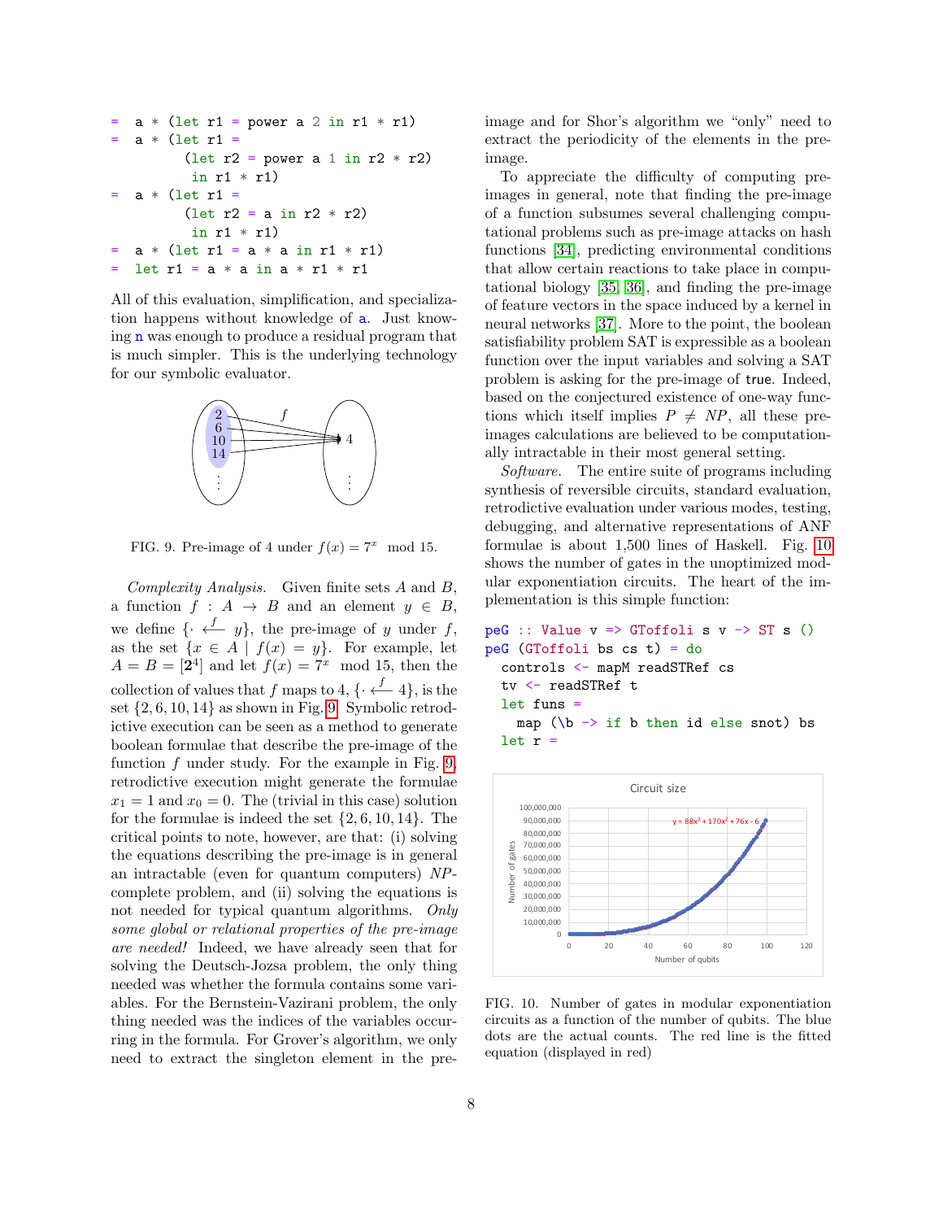```
=  a * (let r1 = power a 2 in r1 * r1)
=  a * (let r1 =
        (let r2 = power a 1 in r2 * r2)
         in r1 * r1)
=  a * (let r1 =
        (let r2 = a in r2 * r2)
         in r1 * r1)
=  a * (let r1 = a * a in r1 * r1)
=  let r1 = a * a in a * r1 * r1
```

All of this evaluation, simplification, and specialization happens without knowledge of a. Just knowing n was enough to produce a residual program that is much simpler. This is the underlying technology for our symbolic evaluator.

FIG. 9. Pre-image of 4 under $f(x) = 7^x \mod 15$.

*Complexity Analysis.* Given finite sets $A$ and $B$, a function $f : A \to B$ and an element $y \in B$, we define $\{\cdot \overset{f}{\longleftarrow} y\}$, the pre-image of $y$ under $f$, as the set $\{x \in A \mid f(x) = y\}$. For example, let $A = B = [\mathbf{2}^4]$ and let $f(x) = 7^x \mod 15$, then the collection of values that $f$ maps to 4, $\{\cdot \overset{f}{\longleftarrow} 4\}$, is the set $\{2, 6, 10, 14\}$ as shown in Fig. 9. Symbolic retrodictive execution can be seen as a method to generate boolean formulae that describe the pre-image of the function $f$ under study. For the example in Fig. 9, retrodictive execution might generate the formulae $x_1 = 1$ and $x_0 = 0$. The (trivial in this case) solution for the formulae is indeed the set $\{2, 6, 10, 14\}$. The critical points to note, however, are that: (i) solving the equations describing the pre-image is in general an intractable (even for quantum computers) *NP*-complete problem, and (ii) solving the equations is not needed for typical quantum algorithms. *Only some global or relational properties of the pre-image are needed!* Indeed, we have already seen that for solving the Deutsch-Jozsa problem, the only thing needed was whether the formula contains some variables. For the Bernstein-Vazirani problem, the only thing needed was the indices of the variables occurring in the formula. For Grover's algorithm, we only need to extract the singleton element in the pre-image and for Shor's algorithm we "only" need to extract the periodicity of the elements in the pre-image.

To appreciate the difficulty of computing pre-images in general, note that finding the pre-image of a function subsumes several challenging computational problems such as pre-image attacks on hash functions [34], predicting environmental conditions that allow certain reactions to take place in computational biology [35, 36], and finding the pre-image of feature vectors in the space induced by a kernel in neural networks [37]. More to the point, the boolean satisfiability problem SAT is expressible as a boolean function over the input variables and solving a SAT problem is asking for the pre-image of `true`. Indeed, based on the conjectured existence of one-way functions which itself implies $P \neq NP$, all these pre-images calculations are believed to be computationally intractable in their most general setting.

*Software.* The entire suite of programs including synthesis of reversible circuits, standard evaluation, retrodictive evaluation under various modes, testing, debugging, and alternative representations of ANF formulae is about 1,500 lines of Haskell. Fig. 10 shows the number of gates in the unoptimized modular exponentiation circuits. The heart of the implementation is this simple function:

```
peG :: Value v => GToffoli s v -> ST s ()
peG (GToffoli bs cs t) = do
  controls <- mapM readSTRef cs
  tv <- readSTRef t
  let funs =
    map (\b -> if b then id else snot) bs
  let r =
```

FIG. 10. Number of gates in modular exponentiation circuits as a function of the number of qubits. The blue dots are the actual counts. The red line is the fitted equation (displayed in red)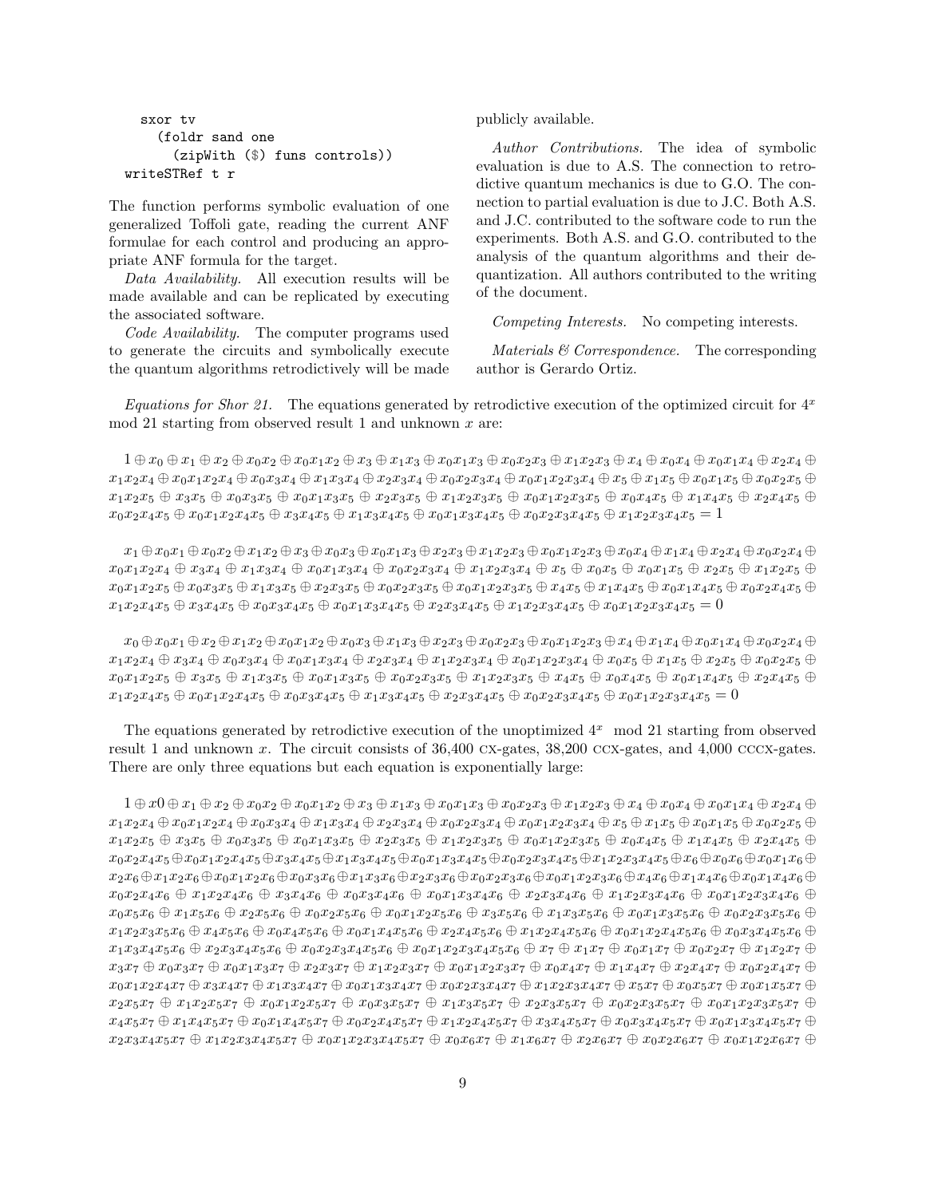```
    sxor tv
      (foldr sand one
        (zipWith ($) funs controls))
  writeSTRef t r
```

The function performs symbolic evaluation of one generalized Toffoli gate, reading the current ANF formulae for each control and producing an appropriate ANF formula for the target.

*Data Availability.* All execution results will be made available and can be replicated by executing the associated software.

*Code Availability.* The computer programs used to generate the circuits and symbolically execute the quantum algorithms retrodictively will be made publicly available.

*Author Contributions.* The idea of symbolic evaluation is due to A.S. The connection to retrodictive quantum mechanics is due to G.O. The connection to partial evaluation is due to J.C. Both A.S. and J.C. contributed to the software code to run the experiments. Both A.S. and G.O. contributed to the analysis of the quantum algorithms and their dequantization. All authors contributed to the writing of the document.

*Competing Interests.* No competing interests.

*Materials & Correspondence.* The corresponding author is Gerardo Ortiz.

*Equations for Shor 21.* The equations generated by retrodictive execution of the optimized circuit for $4^x$ mod 21 starting from observed result 1 and unknown $x$ are:

$$1 \oplus x_0 \oplus x_1 \oplus x_2 \oplus x_0x_2 \oplus x_0x_1x_2 \oplus x_3 \oplus x_1x_3 \oplus x_0x_1x_3 \oplus x_0x_2x_3 \oplus x_1x_2x_3 \oplus x_4 \oplus x_0x_4 \oplus x_0x_1x_4 \oplus x_2x_4 \oplus x_1x_2x_4 \oplus x_0x_1x_2x_4 \oplus x_0x_3x_4 \oplus x_1x_3x_4 \oplus x_2x_3x_4 \oplus x_0x_2x_3x_4 \oplus x_0x_1x_2x_3x_4 \oplus x_5 \oplus x_1x_5 \oplus x_0x_1x_5 \oplus x_0x_2x_5 \oplus x_1x_2x_5 \oplus x_3x_5 \oplus x_0x_3x_5 \oplus x_0x_1x_3x_5 \oplus x_2x_3x_5 \oplus x_1x_2x_3x_5 \oplus x_0x_1x_2x_3x_5 \oplus x_0x_4x_5 \oplus x_1x_4x_5 \oplus x_2x_4x_5 \oplus x_0x_2x_4x_5 \oplus x_0x_1x_2x_4x_5 \oplus x_3x_4x_5 \oplus x_1x_3x_4x_5 \oplus x_0x_1x_3x_4x_5 \oplus x_0x_2x_3x_4x_5 \oplus x_1x_2x_3x_4x_5 = 1$$

$$x_1 \oplus x_0x_1 \oplus x_0x_2 \oplus x_1x_2 \oplus x_3 \oplus x_0x_3 \oplus x_0x_1x_3 \oplus x_2x_3 \oplus x_1x_2x_3 \oplus x_0x_1x_2x_3 \oplus x_0x_4 \oplus x_1x_4 \oplus x_2x_4 \oplus x_0x_2x_4 \oplus x_0x_1x_2x_4 \oplus x_3x_4 \oplus x_1x_3x_4 \oplus x_0x_1x_3x_4 \oplus x_0x_2x_3x_4 \oplus x_1x_2x_3x_4 \oplus x_5 \oplus x_0x_5 \oplus x_0x_1x_5 \oplus x_2x_5 \oplus x_1x_2x_5 \oplus x_0x_1x_2x_5 \oplus x_0x_3x_5 \oplus x_1x_3x_5 \oplus x_2x_3x_5 \oplus x_0x_2x_3x_5 \oplus x_0x_1x_2x_3x_5 \oplus x_4x_5 \oplus x_1x_4x_5 \oplus x_0x_1x_4x_5 \oplus x_0x_2x_4x_5 \oplus x_1x_2x_4x_5 \oplus x_3x_4x_5 \oplus x_0x_3x_4x_5 \oplus x_0x_1x_3x_4x_5 \oplus x_2x_3x_4x_5 \oplus x_1x_2x_3x_4x_5 \oplus x_0x_1x_2x_3x_4x_5 = 0$$

$$x_0 \oplus x_0x_1 \oplus x_2 \oplus x_1x_2 \oplus x_0x_1x_2 \oplus x_0x_3 \oplus x_1x_3 \oplus x_2x_3 \oplus x_0x_2x_3 \oplus x_0x_1x_2x_3 \oplus x_4 \oplus x_1x_4 \oplus x_0x_1x_4 \oplus x_0x_2x_4 \oplus x_1x_2x_4 \oplus x_3x_4 \oplus x_0x_3x_4 \oplus x_0x_1x_3x_4 \oplus x_2x_3x_4 \oplus x_1x_2x_3x_4 \oplus x_0x_1x_2x_3x_4 \oplus x_0x_5 \oplus x_1x_5 \oplus x_2x_5 \oplus x_0x_2x_5 \oplus x_0x_1x_2x_5 \oplus x_3x_5 \oplus x_1x_3x_5 \oplus x_0x_1x_3x_5 \oplus x_0x_2x_3x_5 \oplus x_1x_2x_3x_5 \oplus x_4x_5 \oplus x_0x_4x_5 \oplus x_0x_1x_4x_5 \oplus x_2x_4x_5 \oplus x_1x_2x_4x_5 \oplus x_0x_1x_2x_4x_5 \oplus x_0x_3x_4x_5 \oplus x_1x_3x_4x_5 \oplus x_2x_3x_4x_5 \oplus x_0x_2x_3x_4x_5 \oplus x_0x_1x_2x_3x_4x_5 = 0$$

The equations generated by retrodictive execution of the unoptimized $4^x$ mod 21 starting from observed result 1 and unknown $x$. The circuit consists of 36,400 CX-gates, 38,200 CCX-gates, and 4,000 CCCX-gates. There are only three equations but each equation is exponentially large:

$$1 \oplus x0 \oplus x_1 \oplus x_2 \oplus x_0x_2 \oplus x_0x_1x_2 \oplus x_3 \oplus x_1x_3 \oplus x_0x_1x_3 \oplus x_0x_2x_3 \oplus x_1x_2x_3 \oplus x_4 \oplus x_0x_4 \oplus x_0x_1x_4 \oplus x_2x_4 \oplus x_1x_2x_4 \oplus x_0x_1x_2x_4 \oplus x_0x_3x_4 \oplus x_1x_3x_4 \oplus x_2x_3x_4 \oplus x_0x_2x_3x_4 \oplus x_0x_1x_2x_3x_4 \oplus x_5 \oplus x_1x_5 \oplus x_0x_1x_5 \oplus x_0x_2x_5 \oplus x_1x_2x_5 \oplus x_3x_5 \oplus x_0x_3x_5 \oplus x_0x_1x_3x_5 \oplus x_2x_3x_5 \oplus x_1x_2x_3x_5 \oplus x_0x_1x_2x_3x_5 \oplus x_0x_4x_5 \oplus x_1x_4x_5 \oplus x_2x_4x_5 \oplus x_0x_2x_4x_5 \oplus x_0x_1x_2x_4x_5 \oplus x_3x_4x_5 \oplus x_1x_3x_4x_5 \oplus x_0x_1x_3x_4x_5 \oplus x_0x_2x_3x_4x_5 \oplus x_1x_2x_3x_4x_5 \oplus x_6 \oplus x_0x_6 \oplus x_0x_1x_6 \oplus x_2x_6 \oplus x_1x_2x_6 \oplus x_0x_1x_2x_6 \oplus x_0x_3x_6 \oplus x_1x_3x_6 \oplus x_2x_3x_6 \oplus x_0x_2x_3x_6 \oplus x_0x_1x_2x_3x_6 \oplus x_4x_6 \oplus x_1x_4x_6 \oplus x_0x_1x_4x_6 \oplus x_0x_2x_4x_6 \oplus x_1x_2x_4x_6 \oplus x_3x_4x_6 \oplus x_0x_3x_4x_6 \oplus x_0x_1x_3x_4x_6 \oplus x_2x_3x_4x_6 \oplus x_1x_2x_3x_4x_6 \oplus x_0x_1x_2x_3x_4x_6 \oplus x_0x_5x_6 \oplus x_1x_5x_6 \oplus x_2x_5x_6 \oplus x_0x_2x_5x_6 \oplus x_0x_1x_2x_5x_6 \oplus x_3x_5x_6 \oplus x_1x_3x_5x_6 \oplus x_0x_1x_3x_5x_6 \oplus x_0x_2x_3x_5x_6 \oplus x_1x_2x_3x_5x_6 \oplus x_4x_5x_6 \oplus x_0x_4x_5x_6 \oplus x_0x_1x_4x_5x_6 \oplus x_2x_4x_5x_6 \oplus x_1x_2x_4x_5x_6 \oplus x_0x_1x_2x_4x_5x_6 \oplus x_0x_3x_4x_5x_6 \oplus x_1x_3x_4x_5x_6 \oplus x_2x_3x_4x_5x_6 \oplus x_0x_2x_3x_4x_5x_6 \oplus x_0x_1x_2x_3x_4x_5x_6 \oplus x_7 \oplus x_1x_7 \oplus x_0x_1x_7 \oplus x_0x_2x_7 \oplus x_1x_2x_7 \oplus x_3x_7 \oplus x_0x_3x_7 \oplus x_0x_1x_3x_7 \oplus x_2x_3x_7 \oplus x_1x_2x_3x_7 \oplus x_0x_1x_2x_3x_7 \oplus x_0x_4x_7 \oplus x_1x_4x_7 \oplus x_2x_4x_7 \oplus x_0x_2x_4x_7 \oplus x_0x_1x_2x_4x_7 \oplus x_3x_4x_7 \oplus x_1x_3x_4x_7 \oplus x_0x_1x_3x_4x_7 \oplus x_0x_2x_3x_4x_7 \oplus x_1x_2x_3x_4x_7 \oplus x_5x_7 \oplus x_0x_5x_7 \oplus x_0x_1x_5x_7 \oplus x_2x_5x_7 \oplus x_1x_2x_5x_7 \oplus x_0x_1x_2x_5x_7 \oplus x_0x_3x_5x_7 \oplus x_1x_3x_5x_7 \oplus x_2x_3x_5x_7 \oplus x_0x_2x_3x_5x_7 \oplus x_0x_1x_2x_3x_5x_7 \oplus x_4x_5x_7 \oplus x_1x_4x_5x_7 \oplus x_0x_1x_4x_5x_7 \oplus x_0x_2x_4x_5x_7 \oplus x_1x_2x_4x_5x_7 \oplus x_3x_4x_5x_7 \oplus x_0x_3x_4x_5x_7 \oplus x_0x_1x_3x_4x_5x_7 \oplus x_2x_3x_4x_5x_7 \oplus x_1x_2x_3x_4x_5x_7 \oplus x_0x_1x_2x_3x_4x_5x_7 \oplus x_0x_6x_7 \oplus x_1x_6x_7 \oplus x_2x_6x_7 \oplus x_0x_2x_6x_7 \oplus x_0x_1x_2x_6x_7 \oplus$$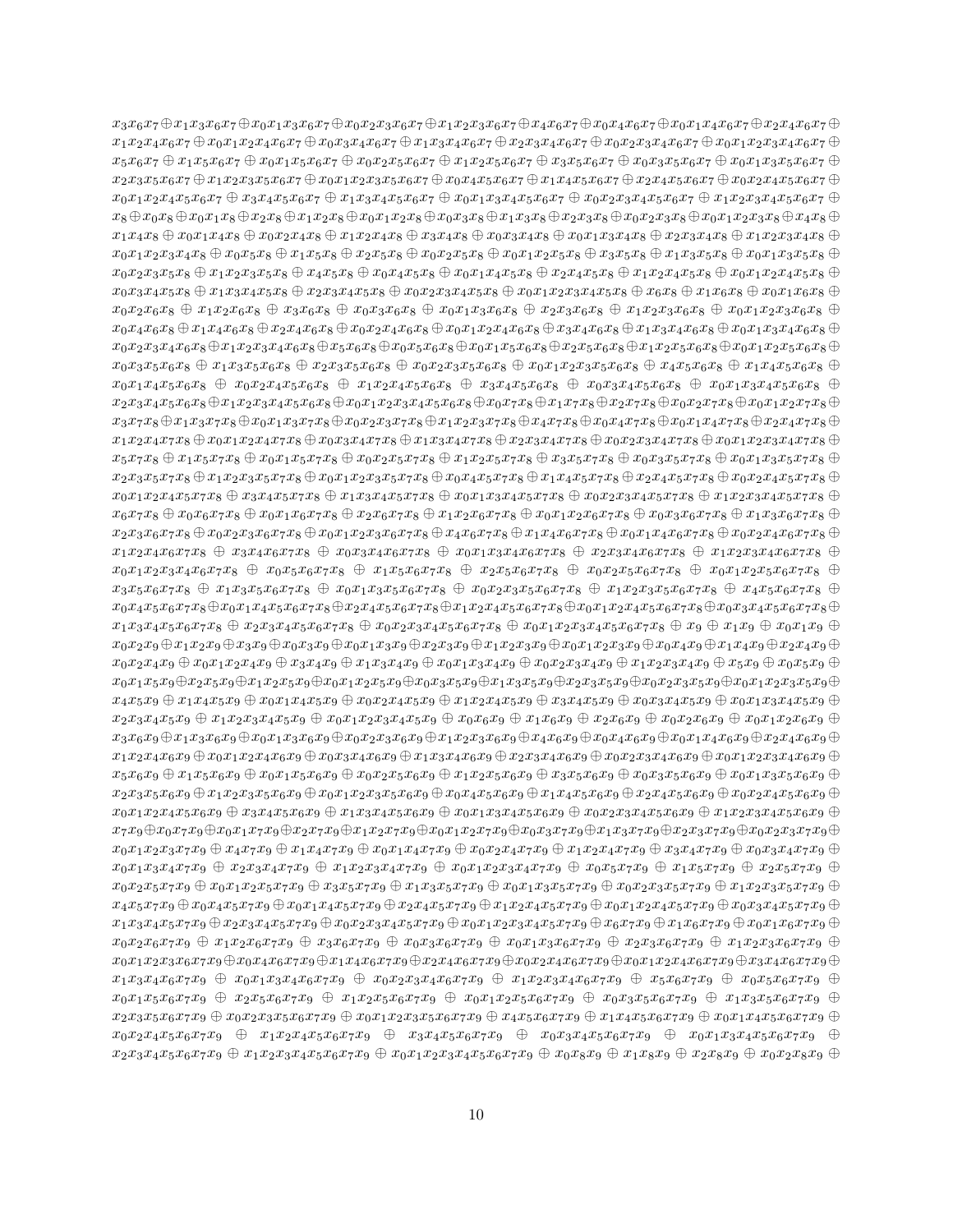$x_3x_6x_7 \oplus x_1x_3x_6x_7 \oplus x_0x_1x_3x_6x_7 \oplus x_0x_2x_3x_6x_7 \oplus x_1x_2x_3x_6x_7 \oplus x_4x_6x_7 \oplus x_0x_4x_6x_7 \oplus x_0x_1x_4x_6x_7 \oplus x_2x_4x_6x_7 \oplus$
$x_1x_2x_4x_6x_7 \oplus x_0x_1x_2x_4x_6x_7 \oplus x_0x_3x_4x_6x_7 \oplus x_1x_3x_4x_6x_7 \oplus x_2x_3x_4x_6x_7 \oplus x_0x_2x_3x_4x_6x_7 \oplus x_0x_1x_2x_3x_4x_6x_7 \oplus$
$x_5x_6x_7 \oplus x_1x_5x_6x_7 \oplus x_0x_1x_5x_6x_7 \oplus x_0x_2x_5x_6x_7 \oplus x_1x_2x_5x_6x_7 \oplus x_3x_5x_6x_7 \oplus x_0x_3x_5x_6x_7 \oplus x_0x_1x_3x_5x_6x_7 \oplus$
$x_2x_3x_5x_6x_7 \oplus x_1x_2x_3x_5x_6x_7 \oplus x_0x_1x_2x_3x_5x_6x_7 \oplus x_0x_4x_5x_6x_7 \oplus x_1x_4x_5x_6x_7 \oplus x_2x_4x_5x_6x_7 \oplus x_0x_2x_4x_5x_6x_7 \oplus$
$x_0x_1x_2x_4x_5x_6x_7 \oplus x_3x_4x_5x_6x_7 \oplus x_1x_3x_4x_5x_6x_7 \oplus x_0x_1x_3x_4x_5x_6x_7 \oplus x_0x_2x_3x_4x_5x_6x_7 \oplus x_1x_2x_3x_4x_5x_6x_7 \oplus$
$x_8 \oplus x_0x_8 \oplus x_0x_1x_8 \oplus x_2x_8 \oplus x_1x_2x_8 \oplus x_0x_1x_2x_8 \oplus x_0x_3x_8 \oplus x_1x_3x_8 \oplus x_2x_3x_8 \oplus x_0x_2x_3x_8 \oplus x_0x_1x_2x_3x_8 \oplus x_4x_8 \oplus$
$x_1x_4x_8 \oplus x_0x_1x_4x_8 \oplus x_0x_2x_4x_8 \oplus x_1x_2x_4x_8 \oplus x_3x_4x_8 \oplus x_0x_3x_4x_8 \oplus x_0x_1x_3x_4x_8 \oplus x_2x_3x_4x_8 \oplus x_1x_2x_3x_4x_8 \oplus$
$x_0x_1x_2x_3x_4x_8 \oplus x_0x_5x_8 \oplus x_1x_5x_8 \oplus x_2x_5x_8 \oplus x_0x_2x_5x_8 \oplus x_0x_1x_2x_5x_8 \oplus x_3x_5x_8 \oplus x_1x_3x_5x_8 \oplus x_0x_1x_3x_5x_8 \oplus$
$x_0x_2x_3x_5x_8 \oplus x_1x_2x_3x_5x_8 \oplus x_4x_5x_8 \oplus x_0x_4x_5x_8 \oplus x_0x_1x_4x_5x_8 \oplus x_2x_4x_5x_8 \oplus x_1x_2x_4x_5x_8 \oplus x_0x_1x_2x_4x_5x_8 \oplus$
$x_0x_3x_4x_5x_8 \oplus x_1x_3x_4x_5x_8 \oplus x_2x_3x_4x_5x_8 \oplus x_0x_2x_3x_4x_5x_8 \oplus x_0x_1x_2x_3x_4x_5x_8 \oplus x_6x_8 \oplus x_1x_6x_8 \oplus x_0x_1x_6x_8 \oplus$
$x_0x_2x_6x_8 \oplus x_1x_2x_6x_8 \oplus x_3x_6x_8 \oplus x_0x_3x_6x_8 \oplus x_0x_1x_3x_6x_8 \oplus x_2x_3x_6x_8 \oplus x_1x_2x_3x_6x_8 \oplus x_0x_1x_2x_3x_6x_8 \oplus$
$x_0x_4x_6x_8 \oplus x_1x_4x_6x_8 \oplus x_2x_4x_6x_8 \oplus x_0x_2x_4x_6x_8 \oplus x_0x_1x_2x_4x_6x_8 \oplus x_3x_4x_6x_8 \oplus x_1x_3x_4x_6x_8 \oplus x_0x_1x_3x_4x_6x_8 \oplus$
$x_0x_2x_3x_4x_6x_8 \oplus x_1x_2x_3x_4x_6x_8 \oplus x_5x_6x_8 \oplus x_0x_5x_6x_8 \oplus x_0x_1x_5x_6x_8 \oplus x_2x_5x_6x_8 \oplus x_1x_2x_5x_6x_8 \oplus x_0x_1x_2x_5x_6x_8 \oplus$
$x_0x_3x_5x_6x_8 \oplus x_1x_3x_5x_6x_8 \oplus x_2x_3x_5x_6x_8 \oplus x_0x_2x_3x_5x_6x_8 \oplus x_0x_1x_2x_3x_5x_6x_8 \oplus x_4x_5x_6x_8 \oplus x_1x_4x_5x_6x_8 \oplus$
$x_0x_1x_4x_5x_6x_8 \oplus x_0x_2x_4x_5x_6x_8 \oplus x_1x_2x_4x_5x_6x_8 \oplus x_3x_4x_5x_6x_8 \oplus x_0x_3x_4x_5x_6x_8 \oplus x_0x_1x_3x_4x_5x_6x_8 \oplus$
$x_2x_3x_4x_5x_6x_8 \oplus x_1x_2x_3x_4x_5x_6x_8 \oplus x_0x_1x_2x_3x_4x_5x_6x_8 \oplus x_0x_7x_8 \oplus x_1x_7x_8 \oplus x_2x_7x_8 \oplus x_0x_2x_7x_8 \oplus x_0x_1x_2x_7x_8 \oplus$
$x_3x_7x_8 \oplus x_1x_3x_7x_8 \oplus x_0x_1x_3x_7x_8 \oplus x_0x_2x_3x_7x_8 \oplus x_1x_2x_3x_7x_8 \oplus x_4x_7x_8 \oplus x_0x_4x_7x_8 \oplus x_0x_1x_4x_7x_8 \oplus x_2x_4x_7x_8 \oplus$
$x_1x_2x_4x_7x_8 \oplus x_0x_1x_2x_4x_7x_8 \oplus x_0x_3x_4x_7x_8 \oplus x_1x_3x_4x_7x_8 \oplus x_2x_3x_4x_7x_8 \oplus x_0x_2x_3x_4x_7x_8 \oplus x_0x_1x_2x_3x_4x_7x_8 \oplus$
$x_5x_7x_8 \oplus x_1x_5x_7x_8 \oplus x_0x_1x_5x_7x_8 \oplus x_0x_2x_5x_7x_8 \oplus x_1x_2x_5x_7x_8 \oplus x_3x_5x_7x_8 \oplus x_0x_3x_5x_7x_8 \oplus x_0x_1x_3x_5x_7x_8 \oplus$
$x_2x_3x_5x_7x_8 \oplus x_1x_2x_3x_5x_7x_8 \oplus x_0x_1x_2x_3x_5x_7x_8 \oplus x_0x_4x_5x_7x_8 \oplus x_1x_4x_5x_7x_8 \oplus x_2x_4x_5x_7x_8 \oplus x_0x_2x_4x_5x_7x_8 \oplus$
$x_0x_1x_2x_4x_5x_7x_8 \oplus x_3x_4x_5x_7x_8 \oplus x_1x_3x_4x_5x_7x_8 \oplus x_0x_1x_3x_4x_5x_7x_8 \oplus x_0x_2x_3x_4x_5x_7x_8 \oplus x_1x_2x_3x_4x_5x_7x_8 \oplus$
$x_6x_7x_8 \oplus x_0x_6x_7x_8 \oplus x_0x_1x_6x_7x_8 \oplus x_2x_6x_7x_8 \oplus x_1x_2x_6x_7x_8 \oplus x_0x_1x_2x_6x_7x_8 \oplus x_0x_3x_6x_7x_8 \oplus x_1x_3x_6x_7x_8 \oplus$
$x_2x_3x_6x_7x_8 \oplus x_0x_2x_3x_6x_7x_8 \oplus x_0x_1x_2x_3x_6x_7x_8 \oplus x_4x_6x_7x_8 \oplus x_1x_4x_6x_7x_8 \oplus x_0x_1x_4x_6x_7x_8 \oplus x_0x_2x_4x_6x_7x_8 \oplus$
$x_1x_2x_4x_6x_7x_8 \oplus x_3x_4x_6x_7x_8 \oplus x_0x_3x_4x_6x_7x_8 \oplus x_0x_1x_3x_4x_6x_7x_8 \oplus x_2x_3x_4x_6x_7x_8 \oplus x_1x_2x_3x_4x_6x_7x_8 \oplus$
$x_0x_1x_2x_3x_4x_6x_7x_8 \oplus x_0x_5x_6x_7x_8 \oplus x_1x_5x_6x_7x_8 \oplus x_2x_5x_6x_7x_8 \oplus x_0x_2x_5x_6x_7x_8 \oplus x_0x_1x_2x_5x_6x_7x_8 \oplus$
$x_3x_5x_6x_7x_8 \oplus x_1x_3x_5x_6x_7x_8 \oplus x_0x_1x_3x_5x_6x_7x_8 \oplus x_0x_2x_3x_5x_6x_7x_8 \oplus x_1x_2x_3x_5x_6x_7x_8 \oplus x_4x_5x_6x_7x_8 \oplus$
$x_0x_4x_5x_6x_7x_8 \oplus x_0x_1x_4x_5x_6x_7x_8 \oplus x_2x_4x_5x_6x_7x_8 \oplus x_1x_2x_4x_5x_6x_7x_8 \oplus x_0x_1x_2x_4x_5x_6x_7x_8 \oplus x_0x_3x_4x_5x_6x_7x_8 \oplus$
$x_1x_3x_4x_5x_6x_7x_8 \oplus x_2x_3x_4x_5x_6x_7x_8 \oplus x_0x_2x_3x_4x_5x_6x_7x_8 \oplus x_0x_1x_2x_3x_4x_5x_6x_7x_8 \oplus x_9 \oplus x_1x_9 \oplus x_0x_1x_9 \oplus$
$x_0x_2x_9 \oplus x_1x_2x_9 \oplus x_3x_9 \oplus x_0x_3x_9 \oplus x_0x_1x_3x_9 \oplus x_2x_3x_9 \oplus x_1x_2x_3x_9 \oplus x_0x_1x_2x_3x_9 \oplus x_0x_4x_9 \oplus x_1x_4x_9 \oplus x_2x_4x_9 \oplus$
$x_0x_2x_4x_9 \oplus x_0x_1x_2x_4x_9 \oplus x_3x_4x_9 \oplus x_1x_3x_4x_9 \oplus x_0x_1x_3x_4x_9 \oplus x_0x_2x_3x_4x_9 \oplus x_1x_2x_3x_4x_9 \oplus x_5x_9 \oplus x_0x_5x_9 \oplus$
$x_0x_1x_5x_9 \oplus x_2x_5x_9 \oplus x_1x_2x_5x_9 \oplus x_0x_1x_2x_5x_9 \oplus x_0x_3x_5x_9 \oplus x_1x_3x_5x_9 \oplus x_2x_3x_5x_9 \oplus x_0x_2x_3x_5x_9 \oplus x_0x_1x_2x_3x_5x_9 \oplus$
$x_4x_5x_9 \oplus x_1x_4x_5x_9 \oplus x_0x_1x_4x_5x_9 \oplus x_0x_2x_4x_5x_9 \oplus x_1x_2x_4x_5x_9 \oplus x_3x_4x_5x_9 \oplus x_0x_3x_4x_5x_9 \oplus x_0x_1x_3x_4x_5x_9 \oplus$
$x_2x_3x_4x_5x_9 \oplus x_1x_2x_3x_4x_5x_9 \oplus x_0x_1x_2x_3x_4x_5x_9 \oplus x_0x_6x_9 \oplus x_1x_6x_9 \oplus x_2x_6x_9 \oplus x_0x_2x_6x_9 \oplus x_0x_1x_2x_6x_9 \oplus$
$x_3x_6x_9 \oplus x_1x_3x_6x_9 \oplus x_0x_1x_3x_6x_9 \oplus x_0x_2x_3x_6x_9 \oplus x_1x_2x_3x_6x_9 \oplus x_4x_6x_9 \oplus x_0x_4x_6x_9 \oplus x_0x_1x_4x_6x_9 \oplus x_2x_4x_6x_9 \oplus$
$x_1x_2x_4x_6x_9 \oplus x_0x_1x_2x_4x_6x_9 \oplus x_0x_3x_4x_6x_9 \oplus x_1x_3x_4x_6x_9 \oplus x_2x_3x_4x_6x_9 \oplus x_0x_2x_3x_4x_6x_9 \oplus x_0x_1x_2x_3x_4x_6x_9 \oplus$
$x_5x_6x_9 \oplus x_1x_5x_6x_9 \oplus x_0x_1x_5x_6x_9 \oplus x_0x_2x_5x_6x_9 \oplus x_1x_2x_5x_6x_9 \oplus x_3x_5x_6x_9 \oplus x_0x_3x_5x_6x_9 \oplus x_0x_1x_3x_5x_6x_9 \oplus$
$x_2x_3x_5x_6x_9 \oplus x_1x_2x_3x_5x_6x_9 \oplus x_0x_1x_2x_3x_5x_6x_9 \oplus x_0x_4x_5x_6x_9 \oplus x_1x_4x_5x_6x_9 \oplus x_2x_4x_5x_6x_9 \oplus x_0x_2x_4x_5x_6x_9 \oplus$
$x_0x_1x_2x_4x_5x_6x_9 \oplus x_3x_4x_5x_6x_9 \oplus x_1x_3x_4x_5x_6x_9 \oplus x_0x_1x_3x_4x_5x_6x_9 \oplus x_0x_2x_3x_4x_5x_6x_9 \oplus x_1x_2x_3x_4x_5x_6x_9 \oplus$
$x_7x_9 \oplus x_0x_7x_9 \oplus x_0x_1x_7x_9 \oplus x_2x_7x_9 \oplus x_1x_2x_7x_9 \oplus x_0x_1x_2x_7x_9 \oplus x_0x_3x_7x_9 \oplus x_1x_3x_7x_9 \oplus x_2x_3x_7x_9 \oplus x_0x_2x_3x_7x_9 \oplus$
$x_0x_1x_2x_3x_7x_9 \oplus x_4x_7x_9 \oplus x_1x_4x_7x_9 \oplus x_0x_1x_4x_7x_9 \oplus x_0x_2x_4x_7x_9 \oplus x_1x_2x_4x_7x_9 \oplus x_3x_4x_7x_9 \oplus x_0x_3x_4x_7x_9 \oplus$
$x_0x_1x_3x_4x_7x_9 \oplus x_2x_3x_4x_7x_9 \oplus x_1x_2x_3x_4x_7x_9 \oplus x_0x_1x_2x_3x_4x_7x_9 \oplus x_0x_5x_7x_9 \oplus x_1x_5x_7x_9 \oplus x_2x_5x_7x_9 \oplus$
$x_0x_2x_5x_7x_9 \oplus x_0x_1x_2x_5x_7x_9 \oplus x_3x_5x_7x_9 \oplus x_1x_3x_5x_7x_9 \oplus x_0x_1x_3x_5x_7x_9 \oplus x_0x_2x_3x_5x_7x_9 \oplus x_1x_2x_3x_5x_7x_9 \oplus$
$x_4x_5x_7x_9 \oplus x_0x_4x_5x_7x_9 \oplus x_0x_1x_4x_5x_7x_9 \oplus x_2x_4x_5x_7x_9 \oplus x_1x_2x_4x_5x_7x_9 \oplus x_0x_1x_2x_4x_5x_7x_9 \oplus x_0x_3x_4x_5x_7x_9 \oplus$
$x_1x_3x_4x_5x_7x_9 \oplus x_2x_3x_4x_5x_7x_9 \oplus x_0x_2x_3x_4x_5x_7x_9 \oplus x_0x_1x_2x_3x_4x_5x_7x_9 \oplus x_6x_7x_9 \oplus x_1x_6x_7x_9 \oplus x_0x_1x_6x_7x_9 \oplus$
$x_0x_2x_6x_7x_9 \oplus x_1x_2x_6x_7x_9 \oplus x_3x_6x_7x_9 \oplus x_0x_3x_6x_7x_9 \oplus x_0x_1x_3x_6x_7x_9 \oplus x_2x_3x_6x_7x_9 \oplus x_1x_2x_3x_6x_7x_9 \oplus$
$x_0x_1x_2x_3x_6x_7x_9 \oplus x_0x_4x_6x_7x_9 \oplus x_1x_4x_6x_7x_9 \oplus x_2x_4x_6x_7x_9 \oplus x_0x_2x_4x_6x_7x_9 \oplus x_0x_1x_2x_4x_6x_7x_9 \oplus x_3x_4x_6x_7x_9 \oplus$
$x_1x_3x_4x_6x_7x_9 \oplus x_0x_1x_3x_4x_6x_7x_9 \oplus x_0x_2x_3x_4x_6x_7x_9 \oplus x_1x_2x_3x_4x_6x_7x_9 \oplus x_5x_6x_7x_9 \oplus x_0x_5x_6x_7x_9 \oplus$
$x_0x_1x_5x_6x_7x_9 \oplus x_2x_5x_6x_7x_9 \oplus x_1x_2x_5x_6x_7x_9 \oplus x_0x_1x_2x_5x_6x_7x_9 \oplus x_0x_3x_5x_6x_7x_9 \oplus x_1x_3x_5x_6x_7x_9 \oplus$
$x_2x_3x_5x_6x_7x_9 \oplus x_0x_2x_3x_5x_6x_7x_9 \oplus x_0x_1x_2x_3x_5x_6x_7x_9 \oplus x_4x_5x_6x_7x_9 \oplus x_1x_4x_5x_6x_7x_9 \oplus x_0x_1x_4x_5x_6x_7x_9 \oplus$
$x_0x_2x_4x_5x_6x_7x_9 \oplus x_1x_2x_4x_5x_6x_7x_9 \oplus x_3x_4x_5x_6x_7x_9 \oplus x_0x_3x_4x_5x_6x_7x_9 \oplus x_0x_1x_3x_4x_5x_6x_7x_9 \oplus$
$x_2x_3x_4x_5x_6x_7x_9 \oplus x_1x_2x_3x_4x_5x_6x_7x_9 \oplus x_0x_1x_2x_3x_4x_5x_6x_7x_9 \oplus x_0x_8x_9 \oplus x_1x_8x_9 \oplus x_2x_8x_9 \oplus x_0x_2x_8x_9 \oplus$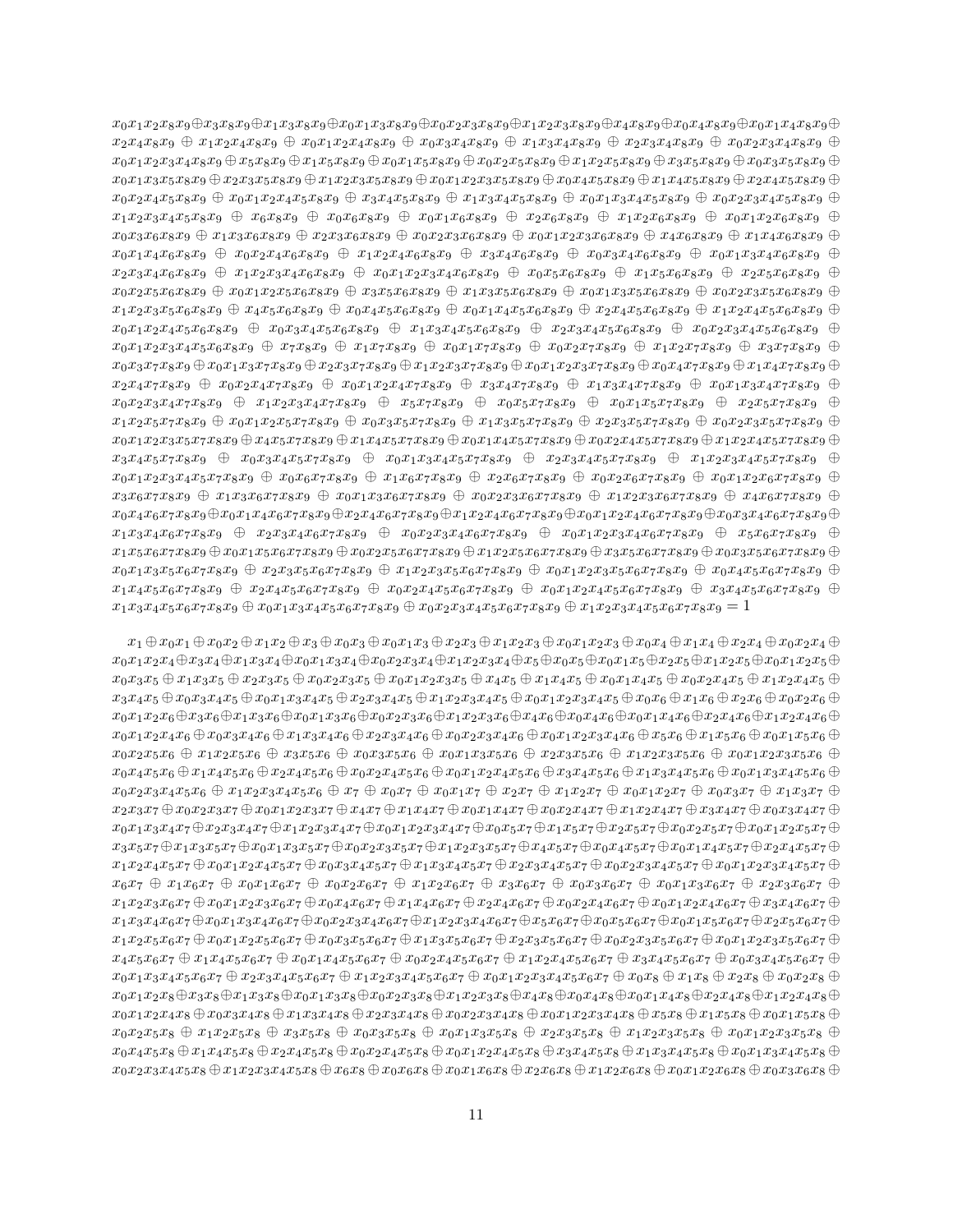$x_0x_1x_2x_8x_9 \oplus x_3x_8x_9 \oplus x_1x_3x_8x_9 \oplus x_0x_1x_3x_8x_9 \oplus x_0x_2x_3x_8x_9 \oplus x_1x_2x_3x_8x_9 \oplus x_4x_8x_9 \oplus x_0x_4x_8x_9 \oplus x_0x_1x_4x_8x_9 \oplus x_2x_4x_8x_9 \oplus x_1x_2x_4x_8x_9 \oplus x_0x_1x_2x_4x_8x_9 \oplus x_0x_3x_4x_8x_9 \oplus x_1x_3x_4x_8x_9 \oplus x_2x_3x_4x_8x_9 \oplus x_0x_2x_3x_4x_8x_9 \oplus x_0x_1x_2x_3x_4x_8x_9 \oplus x_5x_8x_9 \oplus x_1x_5x_8x_9 \oplus x_0x_1x_5x_8x_9 \oplus x_0x_2x_5x_8x_9 \oplus x_1x_2x_5x_8x_9 \oplus x_3x_5x_8x_9 \oplus x_0x_3x_5x_8x_9 \oplus x_0x_1x_3x_5x_8x_9 \oplus x_2x_3x_5x_8x_9 \oplus x_1x_2x_3x_5x_8x_9 \oplus x_0x_1x_2x_3x_5x_8x_9 \oplus x_0x_4x_5x_8x_9 \oplus x_1x_4x_5x_8x_9 \oplus x_2x_4x_5x_8x_9 \oplus x_0x_2x_4x_5x_8x_9 \oplus x_0x_1x_2x_4x_5x_8x_9 \oplus x_3x_4x_5x_8x_9 \oplus x_1x_3x_4x_5x_8x_9 \oplus x_0x_1x_3x_4x_5x_8x_9 \oplus x_0x_2x_3x_4x_5x_8x_9 \oplus x_1x_2x_3x_4x_5x_8x_9 \oplus x_6x_8x_9 \oplus x_0x_6x_8x_9 \oplus x_0x_1x_6x_8x_9 \oplus x_2x_6x_8x_9 \oplus x_1x_2x_6x_8x_9 \oplus x_0x_1x_2x_6x_8x_9 \oplus x_0x_3x_6x_8x_9 \oplus x_1x_3x_6x_8x_9 \oplus x_2x_3x_6x_8x_9 \oplus x_0x_2x_3x_6x_8x_9 \oplus x_0x_1x_2x_3x_6x_8x_9 \oplus x_4x_6x_8x_9 \oplus x_1x_4x_6x_8x_9 \oplus x_0x_1x_4x_6x_8x_9 \oplus x_0x_2x_4x_6x_8x_9 \oplus x_1x_2x_4x_6x_8x_9 \oplus x_3x_4x_6x_8x_9 \oplus x_0x_3x_4x_6x_8x_9 \oplus x_0x_1x_3x_4x_6x_8x_9 \oplus x_2x_3x_4x_6x_8x_9 \oplus x_1x_2x_3x_4x_6x_8x_9 \oplus x_0x_1x_2x_3x_4x_6x_8x_9 \oplus x_0x_5x_6x_8x_9 \oplus x_1x_5x_6x_8x_9 \oplus x_2x_5x_6x_8x_9 \oplus x_0x_2x_5x_6x_8x_9 \oplus x_0x_1x_2x_5x_6x_8x_9 \oplus x_3x_5x_6x_8x_9 \oplus x_1x_3x_5x_6x_8x_9 \oplus x_0x_1x_3x_5x_6x_8x_9 \oplus x_0x_2x_3x_5x_6x_8x_9 \oplus x_1x_2x_3x_5x_6x_8x_9 \oplus x_4x_5x_6x_8x_9 \oplus x_0x_4x_5x_6x_8x_9 \oplus x_0x_1x_4x_5x_6x_8x_9 \oplus x_2x_4x_5x_6x_8x_9 \oplus x_1x_2x_4x_5x_6x_8x_9 \oplus x_0x_1x_2x_4x_5x_6x_8x_9 \oplus x_0x_3x_4x_5x_6x_8x_9 \oplus x_1x_3x_4x_5x_6x_8x_9 \oplus x_2x_3x_4x_5x_6x_8x_9 \oplus x_0x_2x_3x_4x_5x_6x_8x_9 \oplus x_0x_1x_2x_3x_4x_5x_6x_8x_9 \oplus x_7x_8x_9 \oplus x_1x_7x_8x_9 \oplus x_0x_1x_7x_8x_9 \oplus x_0x_2x_7x_8x_9 \oplus x_1x_2x_7x_8x_9 \oplus x_3x_7x_8x_9 \oplus x_0x_3x_7x_8x_9 \oplus x_0x_1x_3x_7x_8x_9 \oplus x_2x_3x_7x_8x_9 \oplus x_1x_2x_3x_7x_8x_9 \oplus x_0x_1x_2x_3x_7x_8x_9 \oplus x_0x_4x_7x_8x_9 \oplus x_1x_4x_7x_8x_9 \oplus x_2x_4x_7x_8x_9 \oplus x_0x_2x_4x_7x_8x_9 \oplus x_0x_1x_2x_4x_7x_8x_9 \oplus x_3x_4x_7x_8x_9 \oplus x_1x_3x_4x_7x_8x_9 \oplus x_0x_1x_3x_4x_7x_8x_9 \oplus x_0x_2x_3x_4x_7x_8x_9 \oplus x_1x_2x_3x_4x_7x_8x_9 \oplus x_5x_7x_8x_9 \oplus x_0x_5x_7x_8x_9 \oplus x_0x_1x_5x_7x_8x_9 \oplus x_2x_5x_7x_8x_9 \oplus x_1x_2x_5x_7x_8x_9 \oplus x_0x_1x_2x_5x_7x_8x_9 \oplus x_0x_3x_5x_7x_8x_9 \oplus x_1x_3x_5x_7x_8x_9 \oplus x_2x_3x_5x_7x_8x_9 \oplus x_0x_2x_3x_5x_7x_8x_9 \oplus x_0x_1x_2x_3x_5x_7x_8x_9 \oplus x_1x_4x_5x_7x_8x_9 \oplus x_0x_1x_4x_5x_7x_8x_9 \oplus x_0x_2x_4x_5x_7x_8x_9 \oplus x_1x_2x_4x_5x_7x_8x_9 \oplus x_3x_4x_5x_7x_8x_9 \oplus x_0x_3x_4x_5x_7x_8x_9 \oplus x_0x_1x_3x_4x_5x_7x_8x_9 \oplus x_2x_3x_4x_5x_7x_8x_9 \oplus x_1x_2x_3x_4x_5x_7x_8x_9 \oplus x_0x_1x_2x_3x_4x_5x_7x_8x_9 \oplus x_0x_6x_7x_8x_9 \oplus x_1x_6x_7x_8x_9 \oplus x_2x_6x_7x_8x_9 \oplus x_0x_2x_6x_7x_8x_9 \oplus x_0x_1x_2x_6x_7x_8x_9 \oplus x_3x_6x_7x_8x_9 \oplus x_1x_3x_6x_7x_8x_9 \oplus x_0x_1x_3x_6x_7x_8x_9 \oplus x_0x_2x_3x_6x_7x_8x_9 \oplus x_1x_2x_3x_6x_7x_8x_9 \oplus x_4x_6x_7x_8x_9 \oplus x_0x_4x_6x_7x_8x_9 \oplus x_0x_1x_4x_6x_7x_8x_9 \oplus x_2x_4x_6x_7x_8x_9 \oplus x_1x_2x_4x_6x_7x_8x_9 \oplus x_0x_1x_2x_4x_6x_7x_8x_9 \oplus x_0x_3x_4x_6x_7x_8x_9 \oplus x_1x_3x_4x_6x_7x_8x_9 \oplus x_2x_3x_4x_6x_7x_8x_9 \oplus x_0x_2x_3x_4x_6x_7x_8x_9 \oplus x_0x_1x_2x_3x_4x_6x_7x_8x_9 \oplus x_5x_6x_7x_8x_9 \oplus x_1x_5x_6x_7x_8x_9 \oplus x_0x_1x_5x_6x_7x_8x_9 \oplus x_0x_2x_5x_6x_7x_8x_9 \oplus x_1x_2x_5x_6x_7x_8x_9 \oplus x_3x_5x_6x_7x_8x_9 \oplus x_0x_3x_5x_6x_7x_8x_9 \oplus x_0x_1x_3x_5x_6x_7x_8x_9 \oplus x_2x_3x_5x_6x_7x_8x_9 \oplus x_1x_2x_3x_5x_6x_7x_8x_9 \oplus x_0x_1x_2x_3x_5x_6x_7x_8x_9 \oplus x_0x_4x_5x_6x_7x_8x_9 \oplus x_1x_4x_5x_6x_7x_8x_9 \oplus x_2x_4x_5x_6x_7x_8x_9 \oplus x_0x_2x_4x_5x_6x_7x_8x_9 \oplus x_0x_1x_2x_4x_5x_6x_7x_8x_9 \oplus x_3x_4x_5x_6x_7x_8x_9 \oplus x_1x_3x_4x_5x_6x_7x_8x_9 \oplus x_0x_1x_3x_4x_5x_6x_7x_8x_9 \oplus x_0x_2x_3x_4x_5x_6x_7x_8x_9 \oplus x_1x_2x_3x_4x_5x_6x_7x_8x_9 = 1$

$x_1 \oplus x_0x_1 \oplus x_0x_2 \oplus x_1x_2 \oplus x_3 \oplus x_0x_3 \oplus x_0x_1x_3 \oplus x_2x_3 \oplus x_1x_2x_3 \oplus x_0x_1x_2x_3 \oplus x_0x_4 \oplus x_1x_4 \oplus x_2x_4 \oplus x_0x_2x_4 \oplus x_0x_1x_2x_4 \oplus x_3x_4 \oplus x_1x_3x_4 \oplus x_0x_1x_3x_4 \oplus x_0x_2x_3x_4 \oplus x_1x_2x_3x_4 \oplus x_5 \oplus x_0x_5 \oplus x_0x_1x_5 \oplus x_2x_5 \oplus x_1x_2x_5 \oplus x_0x_1x_2x_5 \oplus x_0x_3x_5 \oplus x_1x_3x_5 \oplus x_2x_3x_5 \oplus x_0x_2x_3x_5 \oplus x_0x_1x_2x_3x_5 \oplus x_4x_5 \oplus x_1x_4x_5 \oplus x_0x_1x_4x_5 \oplus x_0x_2x_4x_5 \oplus x_1x_2x_4x_5 \oplus x_3x_4x_5 \oplus x_0x_3x_4x_5 \oplus x_0x_1x_3x_4x_5 \oplus x_2x_3x_4x_5 \oplus x_1x_2x_3x_4x_5 \oplus x_0x_1x_2x_3x_4x_5 \oplus x_0x_6 \oplus x_1x_6 \oplus x_2x_6 \oplus x_0x_2x_6 \oplus x_0x_1x_2x_6 \oplus x_3x_6 \oplus x_1x_3x_6 \oplus x_0x_1x_3x_6 \oplus x_0x_2x_3x_6 \oplus x_1x_2x_3x_6 \oplus x_4x_6 \oplus x_0x_4x_6 \oplus x_0x_1x_4x_6 \oplus x_2x_4x_6 \oplus x_1x_2x_4x_6 \oplus x_0x_1x_2x_4x_6 \oplus x_0x_3x_4x_6 \oplus x_1x_3x_4x_6 \oplus x_2x_3x_4x_6 \oplus x_0x_2x_3x_4x_6 \oplus x_0x_1x_2x_3x_4x_6 \oplus x_5x_6 \oplus x_1x_5x_6 \oplus x_0x_1x_5x_6 \oplus x_0x_2x_5x_6 \oplus x_1x_2x_5x_6 \oplus x_3x_5x_6 \oplus x_0x_3x_5x_6 \oplus x_0x_1x_3x_5x_6 \oplus x_2x_3x_5x_6 \oplus x_1x_2x_3x_5x_6 \oplus x_0x_1x_2x_3x_5x_6 \oplus x_0x_4x_5x_6 \oplus x_1x_4x_5x_6 \oplus x_2x_4x_5x_6 \oplus x_0x_2x_4x_5x_6 \oplus x_0x_1x_2x_4x_5x_6 \oplus x_3x_4x_5x_6 \oplus x_1x_3x_4x_5x_6 \oplus x_0x_1x_3x_4x_5x_6 \oplus x_0x_2x_3x_4x_5x_6 \oplus x_1x_2x_3x_4x_5x_6 \oplus x_7 \oplus x_0x_7 \oplus x_0x_1x_7 \oplus x_2x_7 \oplus x_1x_2x_7 \oplus x_0x_1x_2x_7 \oplus x_0x_3x_7 \oplus x_1x_3x_7 \oplus x_2x_3x_7 \oplus x_0x_2x_3x_7 \oplus x_0x_1x_2x_3x_7 \oplus x_4x_7 \oplus x_1x_4x_7 \oplus x_0x_1x_4x_7 \oplus x_0x_2x_4x_7 \oplus x_1x_2x_4x_7 \oplus x_3x_4x_7 \oplus x_0x_3x_4x_7 \oplus x_0x_1x_3x_4x_7 \oplus x_2x_3x_4x_7 \oplus x_1x_2x_3x_4x_7 \oplus x_0x_1x_2x_3x_4x_7 \oplus x_0x_5x_7 \oplus x_1x_5x_7 \oplus x_2x_5x_7 \oplus x_0x_2x_5x_7 \oplus x_0x_1x_2x_5x_7 \oplus x_3x_5x_7 \oplus x_1x_3x_5x_7 \oplus x_0x_1x_3x_5x_7 \oplus x_0x_2x_3x_5x_7 \oplus x_1x_2x_3x_5x_7 \oplus x_4x_5x_7 \oplus x_0x_4x_5x_7 \oplus x_0x_1x_4x_5x_7 \oplus x_2x_4x_5x_7 \oplus x_1x_2x_4x_5x_7 \oplus x_0x_1x_2x_4x_5x_7 \oplus x_0x_3x_4x_5x_7 \oplus x_1x_3x_4x_5x_7 \oplus x_2x_3x_4x_5x_7 \oplus x_0x_2x_3x_4x_5x_7 \oplus x_0x_1x_2x_3x_4x_5x_7 \oplus x_6x_7 \oplus x_1x_6x_7 \oplus x_0x_1x_6x_7 \oplus x_0x_2x_6x_7 \oplus x_1x_2x_6x_7 \oplus x_3x_6x_7 \oplus x_0x_3x_6x_7 \oplus x_0x_1x_3x_6x_7 \oplus x_2x_3x_6x_7 \oplus x_1x_2x_3x_6x_7 \oplus x_0x_1x_2x_3x_6x_7 \oplus x_0x_4x_6x_7 \oplus x_1x_4x_6x_7 \oplus x_2x_4x_6x_7 \oplus x_0x_2x_4x_6x_7 \oplus x_0x_1x_2x_4x_6x_7 \oplus x_3x_4x_6x_7 \oplus x_1x_3x_4x_6x_7 \oplus x_0x_1x_3x_4x_6x_7 \oplus x_0x_2x_3x_4x_6x_7 \oplus x_1x_2x_3x_4x_6x_7 \oplus x_5x_6x_7 \oplus x_0x_5x_6x_7 \oplus x_0x_1x_5x_6x_7 \oplus x_2x_5x_6x_7 \oplus x_1x_2x_5x_6x_7 \oplus x_0x_1x_2x_5x_6x_7 \oplus x_0x_3x_5x_6x_7 \oplus x_1x_3x_5x_6x_7 \oplus x_2x_3x_5x_6x_7 \oplus x_0x_2x_3x_5x_6x_7 \oplus x_0x_1x_2x_3x_5x_6x_7 \oplus x_4x_5x_6x_7 \oplus x_1x_4x_5x_6x_7 \oplus x_0x_1x_4x_5x_6x_7 \oplus x_0x_2x_4x_5x_6x_7 \oplus x_1x_2x_4x_5x_6x_7 \oplus x_3x_4x_5x_6x_7 \oplus x_0x_3x_4x_5x_6x_7 \oplus x_0x_1x_3x_4x_5x_6x_7 \oplus x_2x_3x_4x_5x_6x_7 \oplus x_1x_2x_3x_4x_5x_6x_7 \oplus x_0x_1x_2x_3x_4x_5x_6x_7 \oplus x_0x_8 \oplus x_1x_8 \oplus x_2x_8 \oplus x_0x_2x_8 \oplus x_0x_1x_2x_8 \oplus x_3x_8 \oplus x_1x_3x_8 \oplus x_0x_1x_3x_8 \oplus x_0x_2x_3x_8 \oplus x_1x_2x_3x_8 \oplus x_4x_8 \oplus x_0x_4x_8 \oplus x_0x_1x_4x_8 \oplus x_2x_4x_8 \oplus x_1x_2x_4x_8 \oplus x_0x_1x_2x_4x_8 \oplus x_0x_3x_4x_8 \oplus x_1x_3x_4x_8 \oplus x_2x_3x_4x_8 \oplus x_0x_2x_3x_4x_8 \oplus x_0x_1x_2x_3x_4x_8 \oplus x_5x_8 \oplus x_1x_5x_8 \oplus x_0x_1x_5x_8 \oplus x_0x_2x_5x_8 \oplus x_1x_2x_5x_8 \oplus x_3x_5x_8 \oplus x_0x_3x_5x_8 \oplus x_0x_1x_3x_5x_8 \oplus x_2x_3x_5x_8 \oplus x_1x_2x_3x_5x_8 \oplus x_0x_1x_2x_3x_5x_8 \oplus x_0x_4x_5x_8 \oplus x_1x_4x_5x_8 \oplus x_2x_4x_5x_8 \oplus x_0x_2x_4x_5x_8 \oplus x_0x_1x_2x_4x_5x_8 \oplus x_3x_4x_5x_8 \oplus x_1x_3x_4x_5x_8 \oplus x_0x_1x_3x_4x_5x_8 \oplus x_0x_2x_3x_4x_5x_8 \oplus x_1x_2x_3x_4x_5x_8 \oplus x_6x_8 \oplus x_0x_6x_8 \oplus x_0x_1x_6x_8 \oplus x_2x_6x_8 \oplus x_1x_2x_6x_8 \oplus x_0x_1x_2x_6x_8 \oplus x_0x_3x_6x_8 \oplus$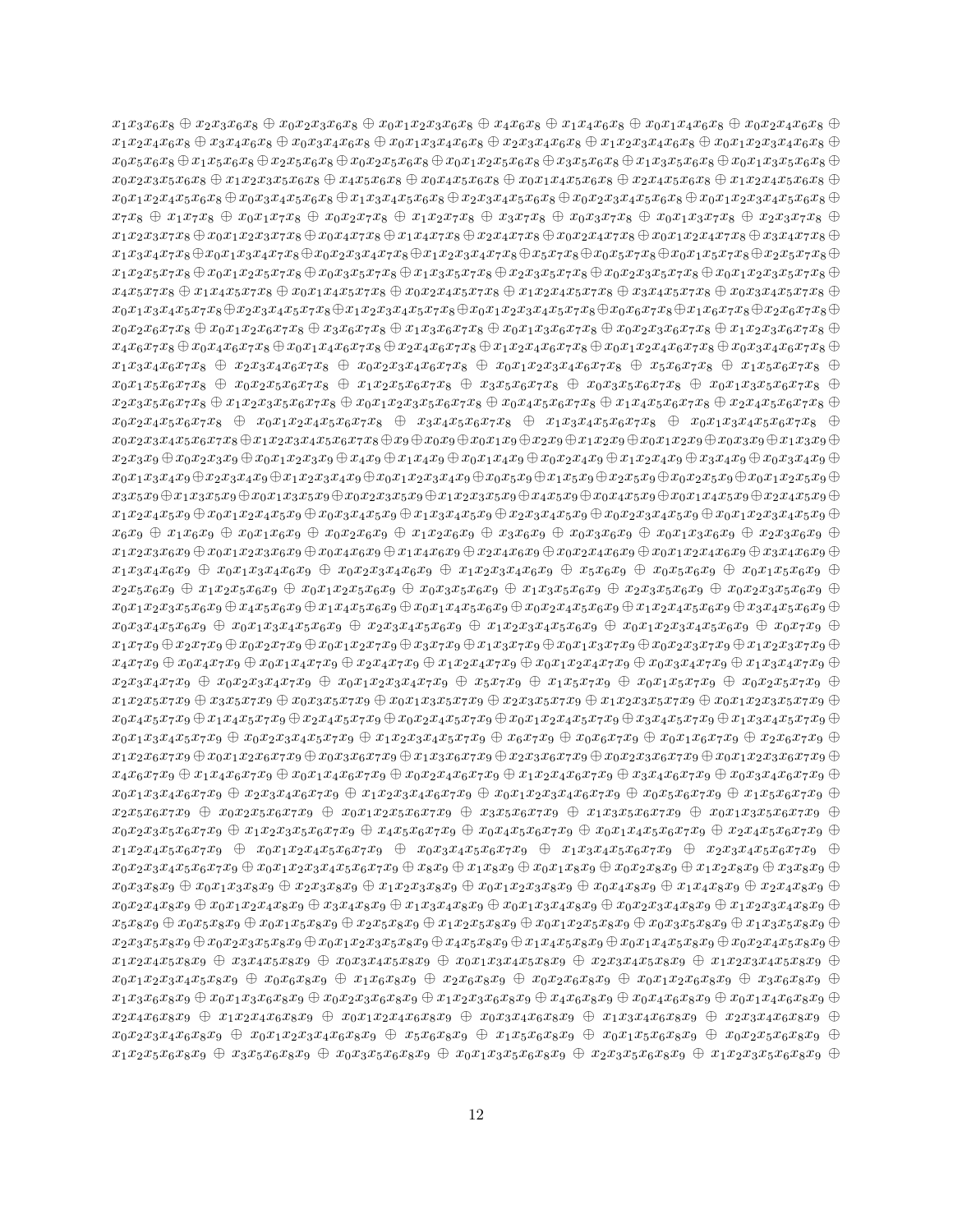$x_1x_3x_6x_8 \oplus x_2x_3x_6x_8 \oplus x_0x_2x_3x_6x_8 \oplus x_0x_1x_2x_3x_6x_8 \oplus x_4x_6x_8 \oplus x_1x_4x_6x_8 \oplus x_0x_1x_4x_6x_8 \oplus x_0x_2x_4x_6x_8 \oplus x_1x_2x_4x_6x_8 \oplus x_3x_4x_6x_8 \oplus x_0x_3x_4x_6x_8 \oplus x_0x_1x_3x_4x_6x_8 \oplus x_2x_3x_4x_6x_8 \oplus x_1x_2x_3x_4x_6x_8 \oplus x_0x_1x_2x_3x_4x_6x_8 \oplus x_0x_5x_6x_8 \oplus x_1x_5x_6x_8 \oplus x_2x_5x_6x_8 \oplus x_0x_2x_5x_6x_8 \oplus x_0x_1x_2x_5x_6x_8 \oplus x_3x_5x_6x_8 \oplus x_1x_3x_5x_6x_8 \oplus x_0x_1x_3x_5x_6x_8 \oplus x_0x_2x_3x_5x_6x_8 \oplus x_1x_2x_3x_5x_6x_8 \oplus x_4x_5x_6x_8 \oplus x_0x_4x_5x_6x_8 \oplus x_0x_1x_4x_5x_6x_8 \oplus x_2x_4x_5x_6x_8 \oplus x_1x_2x_4x_5x_6x_8 \oplus x_0x_1x_2x_4x_5x_6x_8 \oplus x_0x_3x_4x_5x_6x_8 \oplus x_1x_3x_4x_5x_6x_8 \oplus x_2x_3x_4x_5x_6x_8 \oplus x_0x_2x_3x_4x_5x_6x_8 \oplus x_0x_1x_2x_3x_4x_5x_6x_8 \oplus x_7x_8 \oplus x_1x_7x_8 \oplus x_0x_1x_7x_8 \oplus x_0x_2x_7x_8 \oplus x_1x_2x_7x_8 \oplus x_3x_7x_8 \oplus x_0x_3x_7x_8 \oplus x_0x_1x_3x_7x_8 \oplus x_2x_3x_7x_8 \oplus x_1x_2x_3x_7x_8 \oplus x_0x_1x_2x_3x_7x_8 \oplus x_0x_4x_7x_8 \oplus x_1x_4x_7x_8 \oplus x_2x_4x_7x_8 \oplus x_0x_2x_4x_7x_8 \oplus x_0x_1x_2x_4x_7x_8 \oplus x_3x_4x_7x_8 \oplus x_1x_3x_4x_7x_8 \oplus x_0x_1x_3x_4x_7x_8 \oplus x_0x_2x_3x_4x_7x_8 \oplus x_1x_2x_3x_4x_7x_8 \oplus x_5x_7x_8 \oplus x_0x_5x_7x_8 \oplus x_0x_1x_5x_7x_8 \oplus x_2x_5x_7x_8 \oplus x_1x_2x_5x_7x_8 \oplus x_0x_1x_2x_5x_7x_8 \oplus x_0x_3x_5x_7x_8 \oplus x_1x_3x_5x_7x_8 \oplus x_2x_3x_5x_7x_8 \oplus x_0x_2x_3x_5x_7x_8 \oplus x_0x_1x_2x_3x_5x_7x_8 \oplus x_4x_5x_7x_8 \oplus x_1x_4x_5x_7x_8 \oplus x_0x_1x_4x_5x_7x_8 \oplus x_0x_2x_4x_5x_7x_8 \oplus x_1x_2x_4x_5x_7x_8 \oplus x_3x_4x_5x_7x_8 \oplus x_0x_3x_4x_5x_7x_8 \oplus x_0x_1x_3x_4x_5x_7x_8 \oplus x_2x_3x_4x_5x_7x_8 \oplus x_1x_2x_3x_4x_5x_7x_8 \oplus x_0x_1x_2x_3x_4x_5x_7x_8 \oplus x_0x_6x_7x_8 \oplus x_1x_6x_7x_8 \oplus x_2x_6x_7x_8 \oplus x_0x_2x_6x_7x_8 \oplus x_0x_1x_2x_6x_7x_8 \oplus x_3x_6x_7x_8 \oplus x_1x_3x_6x_7x_8 \oplus x_0x_1x_3x_6x_7x_8 \oplus x_0x_2x_3x_6x_7x_8 \oplus x_1x_2x_3x_6x_7x_8 \oplus x_4x_6x_7x_8 \oplus x_0x_4x_6x_7x_8 \oplus x_0x_1x_4x_6x_7x_8 \oplus x_2x_4x_6x_7x_8 \oplus x_1x_2x_4x_6x_7x_8 \oplus x_0x_1x_2x_4x_6x_7x_8 \oplus x_0x_3x_4x_6x_7x_8 \oplus x_1x_3x_4x_6x_7x_8 \oplus x_2x_3x_4x_6x_7x_8 \oplus x_0x_2x_3x_4x_6x_7x_8 \oplus x_0x_1x_2x_3x_4x_6x_7x_8 \oplus x_5x_6x_7x_8 \oplus x_1x_5x_6x_7x_8 \oplus x_0x_1x_5x_6x_7x_8 \oplus x_0x_2x_5x_6x_7x_8 \oplus x_1x_2x_5x_6x_7x_8 \oplus x_3x_5x_6x_7x_8 \oplus x_0x_3x_5x_6x_7x_8 \oplus x_0x_1x_3x_5x_6x_7x_8 \oplus x_2x_3x_5x_6x_7x_8 \oplus x_1x_2x_3x_5x_6x_7x_8 \oplus x_0x_1x_2x_3x_5x_6x_7x_8 \oplus x_0x_4x_5x_6x_7x_8 \oplus x_1x_4x_5x_6x_7x_8 \oplus x_2x_4x_5x_6x_7x_8 \oplus x_0x_2x_4x_5x_6x_7x_8 \oplus x_0x_1x_2x_4x_5x_6x_7x_8 \oplus x_3x_4x_5x_6x_7x_8 \oplus x_1x_3x_4x_5x_6x_7x_8 \oplus x_0x_1x_3x_4x_5x_6x_7x_8 \oplus x_0x_2x_3x_4x_5x_6x_7x_8 \oplus x_1x_2x_3x_4x_5x_6x_7x_8 \oplus x_0x_9 \oplus x_0x_1x_9 \oplus x_2x_9 \oplus x_1x_2x_9 \oplus x_0x_1x_2x_9 \oplus x_0x_3x_9 \oplus x_1x_3x_9 \oplus x_2x_3x_9 \oplus x_0x_2x_3x_9 \oplus x_0x_1x_2x_3x_9 \oplus x_4x_9 \oplus x_1x_4x_9 \oplus x_0x_1x_4x_9 \oplus x_0x_2x_4x_9 \oplus x_1x_2x_4x_9 \oplus x_3x_4x_9 \oplus x_0x_3x_4x_9 \oplus x_0x_1x_3x_4x_9 \oplus x_2x_3x_4x_9 \oplus x_1x_2x_3x_4x_9 \oplus x_0x_1x_2x_3x_4x_9 \oplus x_0x_5x_9 \oplus x_1x_5x_9 \oplus x_2x_5x_9 \oplus x_0x_2x_5x_9 \oplus x_0x_1x_2x_5x_9 \oplus x_3x_5x_9 \oplus x_1x_3x_5x_9 \oplus x_0x_1x_3x_5x_9 \oplus x_0x_2x_3x_5x_9 \oplus x_1x_2x_3x_5x_9 \oplus x_4x_5x_9 \oplus x_0x_4x_5x_9 \oplus x_0x_1x_4x_5x_9 \oplus x_2x_4x_5x_9 \oplus x_1x_2x_4x_5x_9 \oplus x_0x_1x_2x_4x_5x_9 \oplus x_0x_3x_4x_5x_9 \oplus x_1x_3x_4x_5x_9 \oplus x_2x_3x_4x_5x_9 \oplus x_0x_2x_3x_4x_5x_9 \oplus x_0x_1x_2x_3x_4x_5x_9 \oplus x_6x_9 \oplus x_1x_6x_9 \oplus x_0x_1x_6x_9 \oplus x_0x_2x_6x_9 \oplus x_1x_2x_6x_9 \oplus x_3x_6x_9 \oplus x_0x_3x_6x_9 \oplus x_0x_1x_3x_6x_9 \oplus x_2x_3x_6x_9 \oplus x_1x_2x_3x_6x_9 \oplus x_0x_1x_2x_3x_6x_9 \oplus x_0x_4x_6x_9 \oplus x_1x_4x_6x_9 \oplus x_2x_4x_6x_9 \oplus x_0x_2x_4x_6x_9 \oplus x_0x_1x_2x_4x_6x_9 \oplus x_3x_4x_6x_9 \oplus x_1x_3x_4x_6x_9 \oplus x_0x_1x_3x_4x_6x_9 \oplus x_0x_2x_3x_4x_6x_9 \oplus x_1x_2x_3x_4x_6x_9 \oplus x_5x_6x_9 \oplus x_0x_5x_6x_9 \oplus x_0x_1x_5x_6x_9 \oplus x_2x_5x_6x_9 \oplus x_1x_2x_5x_6x_9 \oplus x_0x_1x_2x_5x_6x_9 \oplus x_0x_3x_5x_6x_9 \oplus x_1x_3x_5x_6x_9 \oplus x_2x_3x_5x_6x_9 \oplus x_0x_2x_3x_5x_6x_9 \oplus x_0x_1x_2x_3x_5x_6x_9 \oplus x_4x_5x_6x_9 \oplus x_1x_4x_5x_6x_9 \oplus x_0x_1x_4x_5x_6x_9 \oplus x_0x_2x_4x_5x_6x_9 \oplus x_1x_2x_4x_5x_6x_9 \oplus x_3x_4x_5x_6x_9 \oplus x_0x_3x_4x_5x_6x_9 \oplus x_0x_1x_3x_4x_5x_6x_9 \oplus x_2x_3x_4x_5x_6x_9 \oplus x_1x_2x_3x_4x_5x_6x_9 \oplus x_0x_1x_2x_3x_4x_5x_6x_9 \oplus x_0x_7x_9 \oplus x_1x_7x_9 \oplus x_2x_7x_9 \oplus x_0x_2x_7x_9 \oplus x_0x_1x_2x_7x_9 \oplus x_3x_7x_9 \oplus x_1x_3x_7x_9 \oplus x_0x_1x_3x_7x_9 \oplus x_0x_2x_3x_7x_9 \oplus x_1x_2x_3x_7x_9 \oplus x_4x_7x_9 \oplus x_0x_4x_7x_9 \oplus x_0x_1x_4x_7x_9 \oplus x_2x_4x_7x_9 \oplus x_1x_2x_4x_7x_9 \oplus x_0x_1x_2x_4x_7x_9 \oplus x_0x_3x_4x_7x_9 \oplus x_1x_3x_4x_7x_9 \oplus x_2x_3x_4x_7x_9 \oplus x_0x_2x_3x_4x_7x_9 \oplus x_0x_1x_2x_3x_4x_7x_9 \oplus x_5x_7x_9 \oplus x_1x_5x_7x_9 \oplus x_0x_1x_5x_7x_9 \oplus x_0x_2x_5x_7x_9 \oplus x_1x_2x_5x_7x_9 \oplus x_3x_5x_7x_9 \oplus x_0x_3x_5x_7x_9 \oplus x_0x_1x_3x_5x_7x_9 \oplus x_2x_3x_5x_7x_9 \oplus x_1x_2x_3x_5x_7x_9 \oplus x_0x_1x_2x_3x_5x_7x_9 \oplus x_0x_4x_5x_7x_9 \oplus x_1x_4x_5x_7x_9 \oplus x_2x_4x_5x_7x_9 \oplus x_0x_2x_4x_5x_7x_9 \oplus x_0x_1x_2x_4x_5x_7x_9 \oplus x_3x_4x_5x_7x_9 \oplus x_1x_3x_4x_5x_7x_9 \oplus x_0x_1x_3x_4x_5x_7x_9 \oplus x_0x_2x_3x_4x_5x_7x_9 \oplus x_1x_2x_3x_4x_5x_7x_9 \oplus x_6x_7x_9 \oplus x_0x_6x_7x_9 \oplus x_0x_1x_6x_7x_9 \oplus x_2x_6x_7x_9 \oplus x_1x_2x_6x_7x_9 \oplus x_0x_1x_2x_6x_7x_9 \oplus x_0x_3x_6x_7x_9 \oplus x_1x_3x_6x_7x_9 \oplus x_2x_3x_6x_7x_9 \oplus x_0x_2x_3x_6x_7x_9 \oplus x_0x_1x_2x_3x_6x_7x_9 \oplus x_4x_6x_7x_9 \oplus x_1x_4x_6x_7x_9 \oplus x_0x_1x_4x_6x_7x_9 \oplus x_0x_2x_4x_6x_7x_9 \oplus x_1x_2x_4x_6x_7x_9 \oplus x_3x_4x_6x_7x_9 \oplus x_0x_3x_4x_6x_7x_9 \oplus x_0x_1x_3x_4x_6x_7x_9 \oplus x_2x_3x_4x_6x_7x_9 \oplus x_1x_2x_3x_4x_6x_7x_9 \oplus x_0x_1x_2x_3x_4x_6x_7x_9 \oplus x_0x_5x_6x_7x_9 \oplus x_1x_5x_6x_7x_9 \oplus x_2x_5x_6x_7x_9 \oplus x_0x_2x_5x_6x_7x_9 \oplus x_0x_1x_2x_5x_6x_7x_9 \oplus x_3x_5x_6x_7x_9 \oplus x_1x_3x_5x_6x_7x_9 \oplus x_0x_1x_3x_5x_6x_7x_9 \oplus x_0x_2x_3x_5x_6x_7x_9 \oplus x_1x_2x_3x_5x_6x_7x_9 \oplus x_4x_5x_6x_7x_9 \oplus x_0x_4x_5x_6x_7x_9 \oplus x_0x_1x_4x_5x_6x_7x_9 \oplus x_2x_4x_5x_6x_7x_9 \oplus x_1x_2x_4x_5x_6x_7x_9 \oplus x_0x_1x_2x_4x_5x_6x_7x_9 \oplus x_0x_3x_4x_5x_6x_7x_9 \oplus x_1x_3x_4x_5x_6x_7x_9 \oplus x_2x_3x_4x_5x_6x_7x_9 \oplus x_0x_2x_3x_4x_5x_6x_7x_9 \oplus x_0x_1x_2x_3x_4x_5x_6x_7x_9 \oplus x_8x_9 \oplus x_1x_8x_9 \oplus x_0x_1x_8x_9 \oplus x_0x_2x_8x_9 \oplus x_1x_2x_8x_9 \oplus x_3x_8x_9 \oplus x_0x_3x_8x_9 \oplus x_0x_1x_3x_8x_9 \oplus x_2x_3x_8x_9 \oplus x_1x_2x_3x_8x_9 \oplus x_0x_1x_2x_3x_8x_9 \oplus x_0x_4x_8x_9 \oplus x_1x_4x_8x_9 \oplus x_2x_4x_8x_9 \oplus x_0x_2x_4x_8x_9 \oplus x_0x_1x_2x_4x_8x_9 \oplus x_3x_4x_8x_9 \oplus x_1x_3x_4x_8x_9 \oplus x_0x_1x_3x_4x_8x_9 \oplus x_0x_2x_3x_4x_8x_9 \oplus x_1x_2x_3x_4x_8x_9 \oplus x_5x_8x_9 \oplus x_0x_5x_8x_9 \oplus x_0x_1x_5x_8x_9 \oplus x_2x_5x_8x_9 \oplus x_1x_2x_5x_8x_9 \oplus x_0x_1x_2x_5x_8x_9 \oplus x_0x_3x_5x_8x_9 \oplus x_1x_3x_5x_8x_9 \oplus x_2x_3x_5x_8x_9 \oplus x_0x_2x_3x_5x_8x_9 \oplus x_0x_1x_2x_3x_5x_8x_9 \oplus x_4x_5x_8x_9 \oplus x_1x_4x_5x_8x_9 \oplus x_0x_1x_4x_5x_8x_9 \oplus x_0x_2x_4x_5x_8x_9 \oplus x_1x_2x_4x_5x_8x_9 \oplus x_3x_4x_5x_8x_9 \oplus x_0x_3x_4x_5x_8x_9 \oplus x_0x_1x_3x_4x_5x_8x_9 \oplus x_2x_3x_4x_5x_8x_9 \oplus x_1x_2x_3x_4x_5x_8x_9 \oplus x_0x_1x_2x_3x_4x_5x_8x_9 \oplus x_0x_6x_8x_9 \oplus x_1x_6x_8x_9 \oplus x_2x_6x_8x_9 \oplus x_0x_2x_6x_8x_9 \oplus x_0x_1x_2x_6x_8x_9 \oplus x_3x_6x_8x_9 \oplus x_1x_3x_6x_8x_9 \oplus x_0x_1x_3x_6x_8x_9 \oplus x_0x_2x_3x_6x_8x_9 \oplus x_1x_2x_3x_6x_8x_9 \oplus x_4x_6x_8x_9 \oplus x_0x_4x_6x_8x_9 \oplus x_0x_1x_4x_6x_8x_9 \oplus x_2x_4x_6x_8x_9 \oplus x_1x_2x_4x_6x_8x_9 \oplus x_0x_1x_2x_4x_6x_8x_9 \oplus x_0x_3x_4x_6x_8x_9 \oplus x_1x_3x_4x_6x_8x_9 \oplus x_2x_3x_4x_6x_8x_9 \oplus x_0x_2x_3x_4x_6x_8x_9 \oplus x_0x_1x_2x_3x_4x_6x_8x_9 \oplus x_5x_6x_8x_9 \oplus x_1x_5x_6x_8x_9 \oplus x_0x_1x_5x_6x_8x_9 \oplus x_0x_2x_5x_6x_8x_9 \oplus x_1x_2x_5x_6x_8x_9 \oplus x_3x_5x_6x_8x_9 \oplus x_0x_3x_5x_6x_8x_9 \oplus x_0x_1x_3x_5x_6x_8x_9 \oplus x_2x_3x_5x_6x_8x_9 \oplus x_1x_2x_3x_5x_6x_8x_9 \oplus$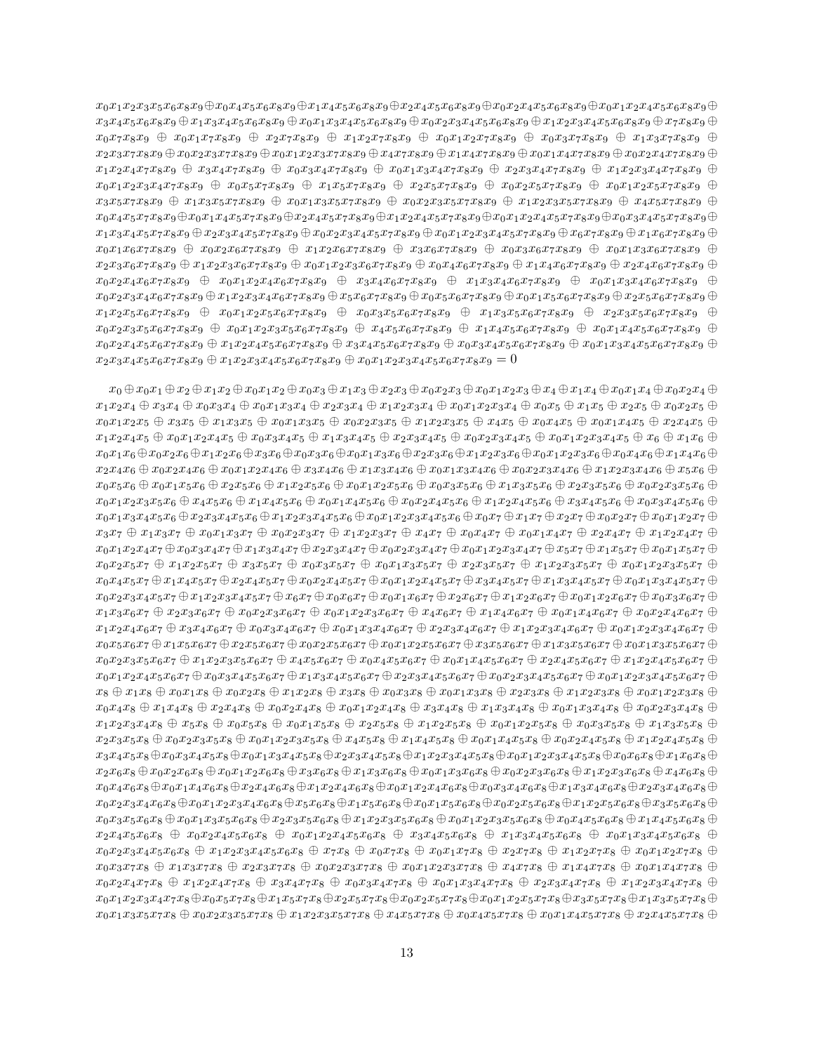$x_0x_1x_2x_3x_5x_6x_8x_9 \oplus x_0x_4x_5x_6x_8x_9 \oplus x_1x_4x_5x_6x_8x_9 \oplus x_2x_4x_5x_6x_8x_9 \oplus x_0x_2x_4x_5x_6x_8x_9 \oplus x_0x_1x_2x_4x_5x_6x_8x_9 \oplus x_3x_4x_5x_6x_8x_9 \oplus x_1x_3x_4x_5x_6x_8x_9 \oplus x_0x_1x_3x_4x_5x_6x_8x_9 \oplus x_0x_2x_3x_4x_5x_6x_8x_9 \oplus x_1x_2x_3x_4x_5x_6x_8x_9 \oplus x_7x_8x_9 \oplus x_0x_7x_8x_9 \oplus x_0x_1x_7x_8x_9 \oplus x_2x_7x_8x_9 \oplus x_1x_2x_7x_8x_9 \oplus x_0x_1x_2x_7x_8x_9 \oplus x_0x_3x_7x_8x_9 \oplus x_1x_3x_7x_8x_9 \oplus x_2x_3x_7x_8x_9 \oplus x_0x_2x_3x_7x_8x_9 \oplus x_0x_1x_2x_3x_7x_8x_9 \oplus x_4x_7x_8x_9 \oplus x_1x_4x_7x_8x_9 \oplus x_0x_1x_4x_7x_8x_9 \oplus x_0x_2x_4x_7x_8x_9 \oplus x_1x_2x_4x_7x_8x_9 \oplus x_3x_4x_7x_8x_9 \oplus x_0x_3x_4x_7x_8x_9 \oplus x_0x_1x_3x_4x_7x_8x_9 \oplus x_2x_3x_4x_7x_8x_9 \oplus x_1x_2x_3x_4x_7x_8x_9 \oplus x_0x_1x_2x_3x_4x_7x_8x_9 \oplus x_0x_5x_7x_8x_9 \oplus x_1x_5x_7x_8x_9 \oplus x_2x_5x_7x_8x_9 \oplus x_0x_2x_5x_7x_8x_9 \oplus x_0x_1x_2x_5x_7x_8x_9 \oplus x_3x_5x_7x_8x_9 \oplus x_1x_3x_5x_7x_8x_9 \oplus x_0x_1x_3x_5x_7x_8x_9 \oplus x_0x_2x_3x_5x_7x_8x_9 \oplus x_1x_2x_3x_5x_7x_8x_9 \oplus x_4x_5x_7x_8x_9 \oplus x_0x_4x_5x_7x_8x_9 \oplus x_0x_1x_4x_5x_7x_8x_9 \oplus x_2x_4x_5x_7x_8x_9 \oplus x_1x_2x_4x_5x_7x_8x_9 \oplus x_0x_1x_2x_4x_5x_7x_8x_9 \oplus x_0x_3x_4x_5x_7x_8x_9 \oplus x_1x_3x_4x_5x_7x_8x_9 \oplus x_2x_3x_4x_5x_7x_8x_9 \oplus x_0x_2x_3x_4x_5x_7x_8x_9 \oplus x_0x_1x_2x_3x_4x_5x_7x_8x_9 \oplus x_6x_7x_8x_9 \oplus x_1x_6x_7x_8x_9 \oplus x_0x_1x_6x_7x_8x_9 \oplus x_0x_2x_6x_7x_8x_9 \oplus x_1x_2x_6x_7x_8x_9 \oplus x_3x_6x_7x_8x_9 \oplus x_0x_3x_6x_7x_8x_9 \oplus x_0x_1x_3x_6x_7x_8x_9 \oplus x_2x_3x_6x_7x_8x_9 \oplus x_1x_2x_3x_6x_7x_8x_9 \oplus x_0x_1x_2x_3x_6x_7x_8x_9 \oplus x_0x_4x_6x_7x_8x_9 \oplus x_1x_4x_6x_7x_8x_9 \oplus x_2x_4x_6x_7x_8x_9 \oplus x_0x_2x_4x_6x_7x_8x_9 \oplus x_0x_1x_2x_4x_6x_7x_8x_9 \oplus x_3x_4x_6x_7x_8x_9 \oplus x_1x_3x_4x_6x_7x_8x_9 \oplus x_0x_1x_3x_4x_6x_7x_8x_9 \oplus x_0x_2x_3x_4x_6x_7x_8x_9 \oplus x_1x_2x_3x_4x_6x_7x_8x_9 \oplus x_5x_6x_7x_8x_9 \oplus x_0x_5x_6x_7x_8x_9 \oplus x_0x_1x_5x_6x_7x_8x_9 \oplus x_2x_5x_6x_7x_8x_9 \oplus x_1x_2x_5x_6x_7x_8x_9 \oplus x_0x_1x_2x_5x_6x_7x_8x_9 \oplus x_0x_3x_5x_6x_7x_8x_9 \oplus x_1x_3x_5x_6x_7x_8x_9 \oplus x_2x_3x_5x_6x_7x_8x_9 \oplus x_0x_2x_3x_5x_6x_7x_8x_9 \oplus x_0x_1x_2x_3x_5x_6x_7x_8x_9 \oplus x_4x_5x_6x_7x_8x_9 \oplus x_1x_4x_5x_6x_7x_8x_9 \oplus x_0x_1x_4x_5x_6x_7x_8x_9 \oplus x_0x_2x_4x_5x_6x_7x_8x_9 \oplus x_1x_2x_4x_5x_6x_7x_8x_9 \oplus x_3x_4x_5x_6x_7x_8x_9 \oplus x_0x_3x_4x_5x_6x_7x_8x_9 \oplus x_0x_1x_3x_4x_5x_6x_7x_8x_9 \oplus x_2x_3x_4x_5x_6x_7x_8x_9 \oplus x_1x_2x_3x_4x_5x_6x_7x_8x_9 \oplus x_0x_1x_2x_3x_4x_5x_6x_7x_8x_9 = 0$

$x_0 \oplus x_0x_1 \oplus x_2 \oplus x_1x_2 \oplus x_0x_1x_2 \oplus x_0x_3 \oplus x_1x_3 \oplus x_2x_3 \oplus x_0x_2x_3 \oplus x_0x_1x_2x_3 \oplus x_4 \oplus x_1x_4 \oplus x_0x_1x_4 \oplus x_0x_2x_4 \oplus x_1x_2x_4 \oplus x_3x_4 \oplus x_0x_3x_4 \oplus x_0x_1x_3x_4 \oplus x_2x_3x_4 \oplus x_1x_2x_3x_4 \oplus x_0x_1x_2x_3x_4 \oplus x_0x_5 \oplus x_1x_5 \oplus x_2x_5 \oplus x_0x_2x_5 \oplus x_0x_1x_2x_5 \oplus x_3x_5 \oplus x_1x_3x_5 \oplus x_0x_1x_3x_5 \oplus x_0x_2x_3x_5 \oplus x_1x_2x_3x_5 \oplus x_4x_5 \oplus x_0x_4x_5 \oplus x_0x_1x_4x_5 \oplus x_2x_4x_5 \oplus x_1x_2x_4x_5 \oplus x_0x_1x_2x_4x_5 \oplus x_0x_3x_4x_5 \oplus x_1x_3x_4x_5 \oplus x_2x_3x_4x_5 \oplus x_0x_2x_3x_4x_5 \oplus x_0x_1x_2x_3x_4x_5 \oplus x_6 \oplus x_1x_6 \oplus x_0x_1x_6 \oplus x_0x_2x_6 \oplus x_1x_2x_6 \oplus x_3x_6 \oplus x_0x_3x_6 \oplus x_0x_1x_3x_6 \oplus x_2x_3x_6 \oplus x_1x_2x_3x_6 \oplus x_0x_1x_2x_3x_6 \oplus x_0x_4x_6 \oplus x_1x_4x_6 \oplus x_2x_4x_6 \oplus x_0x_2x_4x_6 \oplus x_0x_1x_2x_4x_6 \oplus x_3x_4x_6 \oplus x_1x_3x_4x_6 \oplus x_0x_1x_3x_4x_6 \oplus x_0x_2x_3x_4x_6 \oplus x_1x_2x_3x_4x_6 \oplus x_5x_6 \oplus x_0x_5x_6 \oplus x_0x_1x_5x_6 \oplus x_2x_5x_6 \oplus x_1x_2x_5x_6 \oplus x_0x_1x_2x_5x_6 \oplus x_0x_3x_5x_6 \oplus x_1x_3x_5x_6 \oplus x_2x_3x_5x_6 \oplus x_0x_2x_3x_5x_6 \oplus x_0x_1x_2x_3x_5x_6 \oplus x_4x_5x_6 \oplus x_1x_4x_5x_6 \oplus x_0x_1x_4x_5x_6 \oplus x_0x_2x_4x_5x_6 \oplus x_1x_2x_4x_5x_6 \oplus x_3x_4x_5x_6 \oplus x_0x_3x_4x_5x_6 \oplus x_0x_1x_3x_4x_5x_6 \oplus x_2x_3x_4x_5x_6 \oplus x_1x_2x_3x_4x_5x_6 \oplus x_0x_1x_2x_3x_4x_5x_6 \oplus x_0x_7 \oplus x_1x_7 \oplus x_2x_7 \oplus x_0x_2x_7 \oplus x_0x_1x_2x_7 \oplus x_3x_7 \oplus x_1x_3x_7 \oplus x_0x_1x_3x_7 \oplus x_0x_2x_3x_7 \oplus x_1x_2x_3x_7 \oplus x_4x_7 \oplus x_0x_4x_7 \oplus x_0x_1x_4x_7 \oplus x_2x_4x_7 \oplus x_1x_2x_4x_7 \oplus x_0x_1x_2x_4x_7 \oplus x_0x_3x_4x_7 \oplus x_1x_3x_4x_7 \oplus x_2x_3x_4x_7 \oplus x_0x_2x_3x_4x_7 \oplus x_0x_1x_2x_3x_4x_7 \oplus x_5x_7 \oplus x_1x_5x_7 \oplus x_0x_1x_5x_7 \oplus x_0x_2x_5x_7 \oplus x_1x_2x_5x_7 \oplus x_3x_5x_7 \oplus x_0x_3x_5x_7 \oplus x_0x_1x_3x_5x_7 \oplus x_2x_3x_5x_7 \oplus x_1x_2x_3x_5x_7 \oplus x_0x_1x_2x_3x_5x_7 \oplus x_0x_4x_5x_7 \oplus x_1x_4x_5x_7 \oplus x_2x_4x_5x_7 \oplus x_0x_2x_4x_5x_7 \oplus x_0x_1x_2x_4x_5x_7 \oplus x_3x_4x_5x_7 \oplus x_1x_3x_4x_5x_7 \oplus x_0x_1x_3x_4x_5x_7 \oplus x_0x_2x_3x_4x_5x_7 \oplus x_1x_2x_3x_4x_5x_7 \oplus x_6x_7 \oplus x_0x_6x_7 \oplus x_0x_1x_6x_7 \oplus x_2x_6x_7 \oplus x_1x_2x_6x_7 \oplus x_0x_1x_2x_6x_7 \oplus x_0x_3x_6x_7 \oplus x_1x_3x_6x_7 \oplus x_2x_3x_6x_7 \oplus x_0x_2x_3x_6x_7 \oplus x_0x_1x_2x_3x_6x_7 \oplus x_4x_6x_7 \oplus x_1x_4x_6x_7 \oplus x_0x_1x_4x_6x_7 \oplus x_0x_2x_4x_6x_7 \oplus x_1x_2x_4x_6x_7 \oplus x_3x_4x_6x_7 \oplus x_0x_3x_4x_6x_7 \oplus x_0x_1x_3x_4x_6x_7 \oplus x_2x_3x_4x_6x_7 \oplus x_1x_2x_3x_4x_6x_7 \oplus x_0x_1x_2x_3x_4x_6x_7 \oplus x_0x_5x_6x_7 \oplus x_1x_5x_6x_7 \oplus x_2x_5x_6x_7 \oplus x_0x_2x_5x_6x_7 \oplus x_0x_1x_2x_5x_6x_7 \oplus x_3x_5x_6x_7 \oplus x_1x_3x_5x_6x_7 \oplus x_0x_1x_3x_5x_6x_7 \oplus x_0x_2x_3x_5x_6x_7 \oplus x_1x_2x_3x_5x_6x_7 \oplus x_4x_5x_6x_7 \oplus x_0x_4x_5x_6x_7 \oplus x_0x_1x_4x_5x_6x_7 \oplus x_2x_4x_5x_6x_7 \oplus x_1x_2x_4x_5x_6x_7 \oplus x_0x_1x_2x_4x_5x_6x_7 \oplus x_0x_3x_4x_5x_6x_7 \oplus x_1x_3x_4x_5x_6x_7 \oplus x_2x_3x_4x_5x_6x_7 \oplus x_0x_2x_3x_4x_5x_6x_7 \oplus x_0x_1x_2x_3x_4x_5x_6x_7 \oplus x_8 \oplus x_1x_8 \oplus x_0x_1x_8 \oplus x_0x_2x_8 \oplus x_1x_2x_8 \oplus x_3x_8 \oplus x_0x_3x_8 \oplus x_0x_1x_3x_8 \oplus x_2x_3x_8 \oplus x_1x_2x_3x_8 \oplus x_0x_1x_2x_3x_8 \oplus x_0x_4x_8 \oplus x_1x_4x_8 \oplus x_2x_4x_8 \oplus x_0x_2x_4x_8 \oplus x_0x_1x_2x_4x_8 \oplus x_3x_4x_8 \oplus x_1x_3x_4x_8 \oplus x_0x_1x_3x_4x_8 \oplus x_0x_2x_3x_4x_8 \oplus x_1x_2x_3x_4x_8 \oplus x_5x_8 \oplus x_0x_5x_8 \oplus x_0x_1x_5x_8 \oplus x_2x_5x_8 \oplus x_1x_2x_5x_8 \oplus x_0x_1x_2x_5x_8 \oplus x_0x_3x_5x_8 \oplus x_1x_3x_5x_8 \oplus x_2x_3x_5x_8 \oplus x_0x_2x_3x_5x_8 \oplus x_0x_1x_2x_3x_5x_8 \oplus x_4x_5x_8 \oplus x_1x_4x_5x_8 \oplus x_0x_1x_4x_5x_8 \oplus x_0x_2x_4x_5x_8 \oplus x_1x_2x_4x_5x_8 \oplus x_3x_4x_5x_8 \oplus x_0x_3x_4x_5x_8 \oplus x_0x_1x_3x_4x_5x_8 \oplus x_2x_3x_4x_5x_8 \oplus x_1x_2x_3x_4x_5x_8 \oplus x_0x_1x_2x_3x_4x_5x_8 \oplus x_0x_6x_8 \oplus x_1x_6x_8 \oplus x_2x_6x_8 \oplus x_0x_2x_6x_8 \oplus x_0x_1x_2x_6x_8 \oplus x_3x_6x_8 \oplus x_1x_3x_6x_8 \oplus x_0x_1x_3x_6x_8 \oplus x_0x_2x_3x_6x_8 \oplus x_1x_2x_3x_6x_8 \oplus x_4x_6x_8 \oplus x_0x_4x_6x_8 \oplus x_0x_1x_4x_6x_8 \oplus x_2x_4x_6x_8 \oplus x_1x_2x_4x_6x_8 \oplus x_0x_1x_2x_4x_6x_8 \oplus x_0x_3x_4x_6x_8 \oplus x_1x_3x_4x_6x_8 \oplus x_2x_3x_4x_6x_8 \oplus x_0x_2x_3x_4x_6x_8 \oplus x_0x_1x_2x_3x_4x_6x_8 \oplus x_5x_6x_8 \oplus x_1x_5x_6x_8 \oplus x_0x_1x_5x_6x_8 \oplus x_0x_2x_5x_6x_8 \oplus x_1x_2x_5x_6x_8 \oplus x_3x_5x_6x_8 \oplus x_0x_3x_5x_6x_8 \oplus x_0x_1x_3x_5x_6x_8 \oplus x_2x_3x_5x_6x_8 \oplus x_1x_2x_3x_5x_6x_8 \oplus x_0x_1x_2x_3x_5x_6x_8 \oplus x_0x_4x_5x_6x_8 \oplus x_1x_4x_5x_6x_8 \oplus x_2x_4x_5x_6x_8 \oplus x_0x_2x_4x_5x_6x_8 \oplus x_0x_1x_2x_4x_5x_6x_8 \oplus x_3x_4x_5x_6x_8 \oplus x_1x_3x_4x_5x_6x_8 \oplus x_0x_1x_3x_4x_5x_6x_8 \oplus x_0x_2x_3x_4x_5x_6x_8 \oplus x_1x_2x_3x_4x_5x_6x_8 \oplus x_7x_8 \oplus x_0x_7x_8 \oplus x_0x_1x_7x_8 \oplus x_2x_7x_8 \oplus x_1x_2x_7x_8 \oplus x_0x_1x_2x_7x_8 \oplus x_0x_3x_7x_8 \oplus x_1x_3x_7x_8 \oplus x_2x_3x_7x_8 \oplus x_0x_2x_3x_7x_8 \oplus x_0x_1x_2x_3x_7x_8 \oplus x_4x_7x_8 \oplus x_1x_4x_7x_8 \oplus x_0x_1x_4x_7x_8 \oplus x_0x_2x_4x_7x_8 \oplus x_1x_2x_4x_7x_8 \oplus x_3x_4x_7x_8 \oplus x_0x_3x_4x_7x_8 \oplus x_0x_1x_3x_4x_7x_8 \oplus x_2x_3x_4x_7x_8 \oplus x_1x_2x_3x_4x_7x_8 \oplus x_0x_1x_2x_3x_4x_7x_8 \oplus x_0x_5x_7x_8 \oplus x_1x_5x_7x_8 \oplus x_2x_5x_7x_8 \oplus x_0x_2x_5x_7x_8 \oplus x_0x_1x_2x_5x_7x_8 \oplus x_3x_5x_7x_8 \oplus x_1x_3x_5x_7x_8 \oplus x_0x_1x_3x_5x_7x_8 \oplus x_0x_2x_3x_5x_7x_8 \oplus x_1x_2x_3x_5x_7x_8 \oplus x_4x_5x_7x_8 \oplus x_0x_4x_5x_7x_8 \oplus x_0x_1x_4x_5x_7x_8 \oplus x_2x_4x_5x_7x_8 \oplus$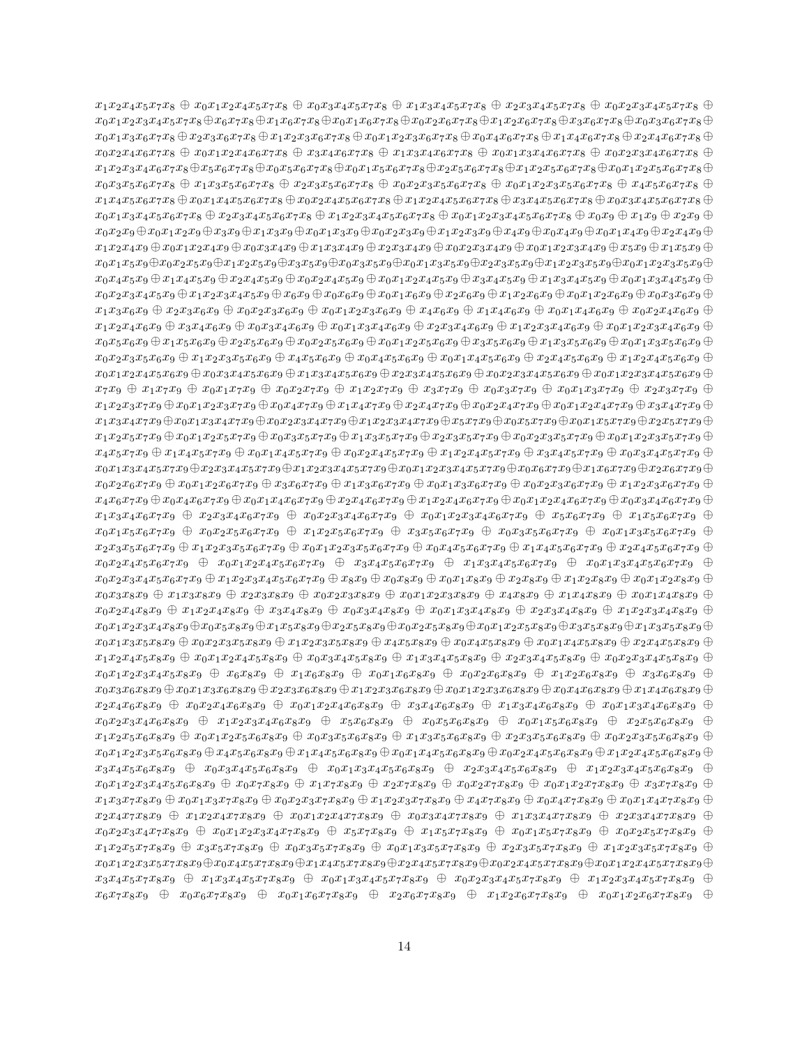$x_1x_2x_4x_5x_7x_8 \oplus x_0x_1x_2x_4x_5x_7x_8 \oplus x_0x_3x_4x_5x_7x_8 \oplus x_1x_3x_4x_5x_7x_8 \oplus x_2x_3x_4x_5x_7x_8 \oplus x_0x_2x_3x_4x_5x_7x_8 \oplus$
$x_0x_1x_2x_3x_4x_5x_7x_8 \oplus x_6x_7x_8 \oplus x_1x_6x_7x_8 \oplus x_0x_1x_6x_7x_8 \oplus x_0x_2x_6x_7x_8 \oplus x_1x_2x_6x_7x_8 \oplus x_3x_6x_7x_8 \oplus x_0x_3x_6x_7x_8 \oplus$
$x_0x_1x_3x_6x_7x_8 \oplus x_2x_3x_6x_7x_8 \oplus x_1x_2x_3x_6x_7x_8 \oplus x_0x_1x_2x_3x_6x_7x_8 \oplus x_0x_4x_6x_7x_8 \oplus x_1x_4x_6x_7x_8 \oplus x_2x_4x_6x_7x_8 \oplus$
$x_0x_2x_4x_6x_7x_8 \oplus x_0x_1x_2x_4x_6x_7x_8 \oplus x_3x_4x_6x_7x_8 \oplus x_1x_3x_4x_6x_7x_8 \oplus x_0x_1x_3x_4x_6x_7x_8 \oplus x_0x_2x_3x_4x_6x_7x_8 \oplus$
$x_1x_2x_3x_4x_6x_7x_8 \oplus x_5x_6x_7x_8 \oplus x_0x_5x_6x_7x_8 \oplus x_0x_1x_5x_6x_7x_8 \oplus x_2x_5x_6x_7x_8 \oplus x_1x_2x_5x_6x_7x_8 \oplus x_0x_1x_2x_5x_6x_7x_8 \oplus$
$x_0x_3x_5x_6x_7x_8 \oplus x_1x_3x_5x_6x_7x_8 \oplus x_2x_3x_5x_6x_7x_8 \oplus x_0x_2x_3x_5x_6x_7x_8 \oplus x_0x_1x_2x_3x_5x_6x_7x_8 \oplus x_4x_5x_6x_7x_8 \oplus$
$x_1x_4x_5x_6x_7x_8 \oplus x_0x_1x_4x_5x_6x_7x_8 \oplus x_0x_2x_4x_5x_6x_7x_8 \oplus x_1x_2x_4x_5x_6x_7x_8 \oplus x_3x_4x_5x_6x_7x_8 \oplus x_0x_3x_4x_5x_6x_7x_8 \oplus$
$x_0x_1x_3x_4x_5x_6x_7x_8 \oplus x_2x_3x_4x_5x_6x_7x_8 \oplus x_1x_2x_3x_4x_5x_6x_7x_8 \oplus x_0x_1x_2x_3x_4x_5x_6x_7x_8 \oplus x_0x_9 \oplus x_1x_9 \oplus x_2x_9 \oplus$
$x_0x_2x_9 \oplus x_0x_1x_2x_9 \oplus x_3x_9 \oplus x_1x_3x_9 \oplus x_0x_1x_3x_9 \oplus x_0x_2x_3x_9 \oplus x_1x_2x_3x_9 \oplus x_4x_9 \oplus x_0x_4x_9 \oplus x_0x_1x_4x_9 \oplus x_2x_4x_9 \oplus$
$x_1x_2x_4x_9 \oplus x_0x_1x_2x_4x_9 \oplus x_0x_3x_4x_9 \oplus x_1x_3x_4x_9 \oplus x_2x_3x_4x_9 \oplus x_0x_2x_3x_4x_9 \oplus x_0x_1x_2x_3x_4x_9 \oplus x_5x_9 \oplus x_1x_5x_9 \oplus$
$x_0x_1x_5x_9 \oplus x_0x_2x_5x_9 \oplus x_1x_2x_5x_9 \oplus x_3x_5x_9 \oplus x_0x_3x_5x_9 \oplus x_0x_1x_3x_5x_9 \oplus x_2x_3x_5x_9 \oplus x_1x_2x_3x_5x_9 \oplus x_0x_1x_2x_3x_5x_9 \oplus$
$x_0x_4x_5x_9 \oplus x_1x_4x_5x_9 \oplus x_2x_4x_5x_9 \oplus x_0x_2x_4x_5x_9 \oplus x_0x_1x_2x_4x_5x_9 \oplus x_3x_4x_5x_9 \oplus x_1x_3x_4x_5x_9 \oplus x_0x_1x_3x_4x_5x_9 \oplus$
$x_0x_2x_3x_4x_5x_9 \oplus x_1x_2x_3x_4x_5x_9 \oplus x_6x_9 \oplus x_0x_6x_9 \oplus x_0x_1x_6x_9 \oplus x_2x_6x_9 \oplus x_1x_2x_6x_9 \oplus x_0x_1x_2x_6x_9 \oplus x_0x_3x_6x_9 \oplus$
$x_1x_3x_6x_9 \oplus x_2x_3x_6x_9 \oplus x_0x_2x_3x_6x_9 \oplus x_0x_1x_2x_3x_6x_9 \oplus x_4x_6x_9 \oplus x_1x_4x_6x_9 \oplus x_0x_1x_4x_6x_9 \oplus x_0x_2x_4x_6x_9 \oplus$
$x_1x_2x_4x_6x_9 \oplus x_3x_4x_6x_9 \oplus x_0x_3x_4x_6x_9 \oplus x_0x_1x_3x_4x_6x_9 \oplus x_2x_3x_4x_6x_9 \oplus x_1x_2x_3x_4x_6x_9 \oplus x_0x_1x_2x_3x_4x_6x_9 \oplus$
$x_0x_5x_6x_9 \oplus x_1x_5x_6x_9 \oplus x_2x_5x_6x_9 \oplus x_0x_2x_5x_6x_9 \oplus x_0x_1x_2x_5x_6x_9 \oplus x_3x_5x_6x_9 \oplus x_1x_3x_5x_6x_9 \oplus x_0x_1x_3x_5x_6x_9 \oplus$
$x_0x_2x_3x_5x_6x_9 \oplus x_1x_2x_3x_5x_6x_9 \oplus x_4x_5x_6x_9 \oplus x_0x_4x_5x_6x_9 \oplus x_0x_1x_4x_5x_6x_9 \oplus x_2x_4x_5x_6x_9 \oplus x_1x_2x_4x_5x_6x_9 \oplus$
$x_0x_1x_2x_4x_5x_6x_9 \oplus x_0x_3x_4x_5x_6x_9 \oplus x_1x_3x_4x_5x_6x_9 \oplus x_2x_3x_4x_5x_6x_9 \oplus x_0x_2x_3x_4x_5x_6x_9 \oplus x_0x_1x_2x_3x_4x_5x_6x_9 \oplus$
$x_7x_9 \oplus x_1x_7x_9 \oplus x_0x_1x_7x_9 \oplus x_0x_2x_7x_9 \oplus x_1x_2x_7x_9 \oplus x_3x_7x_9 \oplus x_0x_3x_7x_9 \oplus x_0x_1x_3x_7x_9 \oplus x_2x_3x_7x_9 \oplus$
$x_1x_2x_3x_7x_9 \oplus x_0x_1x_2x_3x_7x_9 \oplus x_0x_4x_7x_9 \oplus x_1x_4x_7x_9 \oplus x_2x_4x_7x_9 \oplus x_0x_2x_4x_7x_9 \oplus x_0x_1x_2x_4x_7x_9 \oplus x_3x_4x_7x_9 \oplus$
$x_1x_3x_4x_7x_9 \oplus x_0x_1x_3x_4x_7x_9 \oplus x_0x_2x_3x_4x_7x_9 \oplus x_1x_2x_3x_4x_7x_9 \oplus x_5x_7x_9 \oplus x_0x_5x_7x_9 \oplus x_0x_1x_5x_7x_9 \oplus x_2x_5x_7x_9 \oplus$
$x_1x_2x_5x_7x_9 \oplus x_0x_1x_2x_5x_7x_9 \oplus x_0x_3x_5x_7x_9 \oplus x_1x_3x_5x_7x_9 \oplus x_2x_3x_5x_7x_9 \oplus x_0x_2x_3x_5x_7x_9 \oplus x_0x_1x_2x_3x_5x_7x_9 \oplus$
$x_4x_5x_7x_9 \oplus x_1x_4x_5x_7x_9 \oplus x_0x_1x_4x_5x_7x_9 \oplus x_0x_2x_4x_5x_7x_9 \oplus x_1x_2x_4x_5x_7x_9 \oplus x_3x_4x_5x_7x_9 \oplus x_0x_3x_4x_5x_7x_9 \oplus$
$x_0x_1x_3x_4x_5x_7x_9 \oplus x_2x_3x_4x_5x_7x_9 \oplus x_1x_2x_3x_4x_5x_7x_9 \oplus x_0x_1x_2x_3x_4x_5x_7x_9 \oplus x_0x_6x_7x_9 \oplus x_1x_6x_7x_9 \oplus x_2x_6x_7x_9 \oplus$
$x_0x_2x_6x_7x_9 \oplus x_0x_1x_2x_6x_7x_9 \oplus x_3x_6x_7x_9 \oplus x_1x_3x_6x_7x_9 \oplus x_0x_1x_3x_6x_7x_9 \oplus x_0x_2x_3x_6x_7x_9 \oplus x_1x_2x_3x_6x_7x_9 \oplus$
$x_4x_6x_7x_9 \oplus x_0x_4x_6x_7x_9 \oplus x_0x_1x_4x_6x_7x_9 \oplus x_2x_4x_6x_7x_9 \oplus x_1x_2x_4x_6x_7x_9 \oplus x_0x_1x_2x_4x_6x_7x_9 \oplus x_0x_3x_4x_6x_7x_9 \oplus$
$x_1x_3x_4x_6x_7x_9 \oplus x_2x_3x_4x_6x_7x_9 \oplus x_0x_2x_3x_4x_6x_7x_9 \oplus x_0x_1x_2x_3x_4x_6x_7x_9 \oplus x_5x_6x_7x_9 \oplus x_1x_5x_6x_7x_9 \oplus$
$x_0x_1x_5x_6x_7x_9 \oplus x_0x_2x_5x_6x_7x_9 \oplus x_1x_2x_5x_6x_7x_9 \oplus x_3x_5x_6x_7x_9 \oplus x_0x_3x_5x_6x_7x_9 \oplus x_0x_1x_3x_5x_6x_7x_9 \oplus$
$x_2x_3x_5x_6x_7x_9 \oplus x_1x_2x_3x_5x_6x_7x_9 \oplus x_0x_1x_2x_3x_5x_6x_7x_9 \oplus x_0x_4x_5x_6x_7x_9 \oplus x_1x_4x_5x_6x_7x_9 \oplus x_2x_4x_5x_6x_7x_9 \oplus$
$x_0x_2x_4x_5x_6x_7x_9 \oplus x_0x_1x_2x_4x_5x_6x_7x_9 \oplus x_3x_4x_5x_6x_7x_9 \oplus x_1x_3x_4x_5x_6x_7x_9 \oplus x_0x_1x_3x_4x_5x_6x_7x_9 \oplus$
$x_0x_2x_3x_4x_5x_6x_7x_9 \oplus x_1x_2x_3x_4x_5x_6x_7x_9 \oplus x_8x_9 \oplus x_0x_8x_9 \oplus x_0x_1x_8x_9 \oplus x_2x_8x_9 \oplus x_1x_2x_8x_9 \oplus x_0x_1x_2x_8x_9 \oplus$
$x_0x_3x_8x_9 \oplus x_1x_3x_8x_9 \oplus x_2x_3x_8x_9 \oplus x_0x_2x_3x_8x_9 \oplus x_0x_1x_2x_3x_8x_9 \oplus x_4x_8x_9 \oplus x_1x_4x_8x_9 \oplus x_0x_1x_4x_8x_9 \oplus$
$x_0x_2x_4x_8x_9 \oplus x_1x_2x_4x_8x_9 \oplus x_3x_4x_8x_9 \oplus x_0x_3x_4x_8x_9 \oplus x_0x_1x_3x_4x_8x_9 \oplus x_2x_3x_4x_8x_9 \oplus x_1x_2x_3x_4x_8x_9 \oplus$
$x_0x_1x_2x_3x_4x_8x_9 \oplus x_0x_5x_8x_9 \oplus x_1x_5x_8x_9 \oplus x_2x_5x_8x_9 \oplus x_0x_2x_5x_8x_9 \oplus x_0x_1x_2x_5x_8x_9 \oplus x_3x_5x_8x_9 \oplus x_1x_3x_5x_8x_9 \oplus$
$x_0x_1x_3x_5x_8x_9 \oplus x_0x_2x_3x_5x_8x_9 \oplus x_1x_2x_3x_5x_8x_9 \oplus x_4x_5x_8x_9 \oplus x_0x_4x_5x_8x_9 \oplus x_0x_1x_4x_5x_8x_9 \oplus x_2x_4x_5x_8x_9 \oplus$
$x_1x_2x_4x_5x_8x_9 \oplus x_0x_1x_2x_4x_5x_8x_9 \oplus x_0x_3x_4x_5x_8x_9 \oplus x_1x_3x_4x_5x_8x_9 \oplus x_2x_3x_4x_5x_8x_9 \oplus x_0x_2x_3x_4x_5x_8x_9 \oplus$
$x_0x_1x_2x_3x_4x_5x_8x_9 \oplus x_6x_8x_9 \oplus x_1x_6x_8x_9 \oplus x_0x_1x_6x_8x_9 \oplus x_0x_2x_6x_8x_9 \oplus x_1x_2x_6x_8x_9 \oplus x_3x_6x_8x_9 \oplus$
$x_0x_3x_6x_8x_9 \oplus x_0x_1x_3x_6x_8x_9 \oplus x_2x_3x_6x_8x_9 \oplus x_1x_2x_3x_6x_8x_9 \oplus x_0x_1x_2x_3x_6x_8x_9 \oplus x_0x_4x_6x_8x_9 \oplus x_1x_4x_6x_8x_9 \oplus$
$x_2x_4x_6x_8x_9 \oplus x_0x_2x_4x_6x_8x_9 \oplus x_0x_1x_2x_4x_6x_8x_9 \oplus x_3x_4x_6x_8x_9 \oplus x_1x_3x_4x_6x_8x_9 \oplus x_0x_1x_3x_4x_6x_8x_9 \oplus$
$x_0x_2x_3x_4x_6x_8x_9 \oplus x_1x_2x_3x_4x_6x_8x_9 \oplus x_5x_6x_8x_9 \oplus x_0x_5x_6x_8x_9 \oplus x_0x_1x_5x_6x_8x_9 \oplus x_2x_5x_6x_8x_9 \oplus$
$x_1x_2x_5x_6x_8x_9 \oplus x_0x_1x_2x_5x_6x_8x_9 \oplus x_0x_3x_5x_6x_8x_9 \oplus x_1x_3x_5x_6x_8x_9 \oplus x_2x_3x_5x_6x_8x_9 \oplus x_0x_2x_3x_5x_6x_8x_9 \oplus$
$x_0x_1x_2x_3x_5x_6x_8x_9 \oplus x_4x_5x_6x_8x_9 \oplus x_1x_4x_5x_6x_8x_9 \oplus x_0x_1x_4x_5x_6x_8x_9 \oplus x_0x_2x_4x_5x_6x_8x_9 \oplus x_1x_2x_4x_5x_6x_8x_9 \oplus$
$x_3x_4x_5x_6x_8x_9 \oplus x_0x_3x_4x_5x_6x_8x_9 \oplus x_0x_1x_3x_4x_5x_6x_8x_9 \oplus x_2x_3x_4x_5x_6x_8x_9 \oplus x_1x_2x_3x_4x_5x_6x_8x_9 \oplus$
$x_0x_1x_2x_3x_4x_5x_6x_8x_9 \oplus x_0x_7x_8x_9 \oplus x_1x_7x_8x_9 \oplus x_2x_7x_8x_9 \oplus x_0x_2x_7x_8x_9 \oplus x_0x_1x_2x_7x_8x_9 \oplus x_3x_7x_8x_9 \oplus$
$x_1x_3x_7x_8x_9 \oplus x_0x_1x_3x_7x_8x_9 \oplus x_0x_2x_3x_7x_8x_9 \oplus x_1x_2x_3x_7x_8x_9 \oplus x_4x_7x_8x_9 \oplus x_0x_4x_7x_8x_9 \oplus x_0x_1x_4x_7x_8x_9 \oplus$
$x_2x_4x_7x_8x_9 \oplus x_1x_2x_4x_7x_8x_9 \oplus x_0x_1x_2x_4x_7x_8x_9 \oplus x_0x_3x_4x_7x_8x_9 \oplus x_1x_3x_4x_7x_8x_9 \oplus x_2x_3x_4x_7x_8x_9 \oplus$
$x_0x_2x_3x_4x_7x_8x_9 \oplus x_0x_1x_2x_3x_4x_7x_8x_9 \oplus x_5x_7x_8x_9 \oplus x_1x_5x_7x_8x_9 \oplus x_0x_1x_5x_7x_8x_9 \oplus x_0x_2x_5x_7x_8x_9 \oplus$
$x_1x_2x_5x_7x_8x_9 \oplus x_3x_5x_7x_8x_9 \oplus x_0x_3x_5x_7x_8x_9 \oplus x_0x_1x_3x_5x_7x_8x_9 \oplus x_2x_3x_5x_7x_8x_9 \oplus x_1x_2x_3x_5x_7x_8x_9 \oplus$
$x_0x_1x_2x_3x_5x_7x_8x_9 \oplus x_0x_4x_5x_7x_8x_9 \oplus x_1x_4x_5x_7x_8x_9 \oplus x_2x_4x_5x_7x_8x_9 \oplus x_0x_2x_4x_5x_7x_8x_9 \oplus x_0x_1x_2x_4x_5x_7x_8x_9 \oplus$
$x_3x_4x_5x_7x_8x_9 \oplus x_1x_3x_4x_5x_7x_8x_9 \oplus x_0x_1x_3x_4x_5x_7x_8x_9 \oplus x_0x_2x_3x_4x_5x_7x_8x_9 \oplus x_1x_2x_3x_4x_5x_7x_8x_9 \oplus$
$x_6x_7x_8x_9 \oplus x_0x_6x_7x_8x_9 \oplus x_0x_1x_6x_7x_8x_9 \oplus x_2x_6x_7x_8x_9 \oplus x_1x_2x_6x_7x_8x_9 \oplus x_0x_1x_2x_6x_7x_8x_9 \oplus$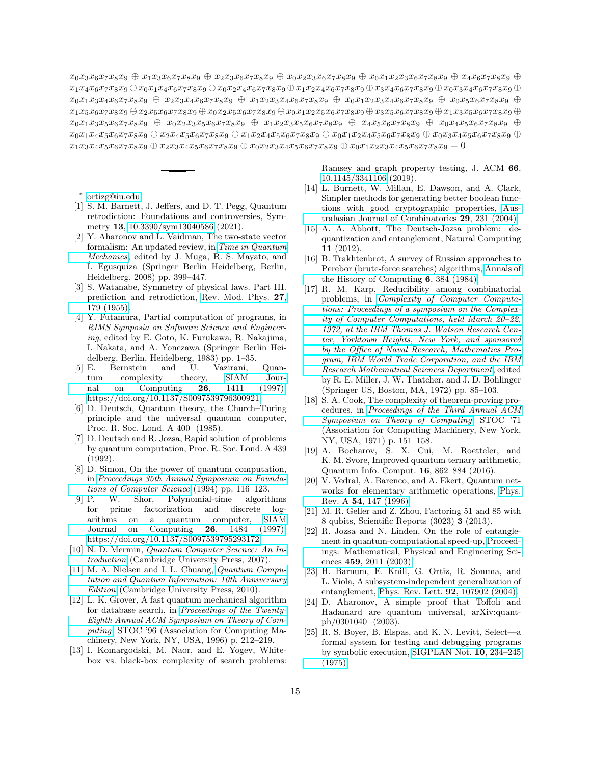$$x_0x_3x_6x_7x_8x_9 \oplus x_1x_3x_6x_7x_8x_9 \oplus x_2x_3x_6x_7x_8x_9 \oplus x_0x_2x_3x_6x_7x_8x_9 \oplus x_0x_1x_2x_3x_6x_7x_8x_9 \oplus x_4x_6x_7x_8x_9 \oplus x_1x_4x_6x_7x_8x_9 \oplus x_0x_1x_4x_6x_7x_8x_9 \oplus x_0x_2x_4x_6x_7x_8x_9 \oplus x_1x_2x_4x_6x_7x_8x_9 \oplus x_3x_4x_6x_7x_8x_9 \oplus x_0x_3x_4x_6x_7x_8x_9 \oplus x_0x_1x_3x_4x_6x_7x_8x_9 \oplus x_2x_3x_4x_6x_7x_8x_9 \oplus x_1x_2x_3x_4x_6x_7x_8x_9 \oplus x_0x_1x_2x_3x_4x_6x_7x_8x_9 \oplus x_0x_5x_6x_7x_8x_9 \oplus x_1x_5x_6x_7x_8x_9 \oplus x_2x_5x_6x_7x_8x_9 \oplus x_0x_2x_5x_6x_7x_8x_9 \oplus x_0x_1x_2x_5x_6x_7x_8x_9 \oplus x_3x_5x_6x_7x_8x_9 \oplus x_1x_3x_5x_6x_7x_8x_9 \oplus x_0x_1x_3x_5x_6x_7x_8x_9 \oplus x_0x_2x_3x_5x_6x_7x_8x_9 \oplus x_1x_2x_3x_5x_6x_7x_8x_9 \oplus x_4x_5x_6x_7x_8x_9 \oplus x_0x_4x_5x_6x_7x_8x_9 \oplus x_0x_1x_4x_5x_6x_7x_8x_9 \oplus x_2x_4x_5x_6x_7x_8x_9 \oplus x_1x_2x_4x_5x_6x_7x_8x_9 \oplus x_0x_1x_2x_4x_5x_6x_7x_8x_9 \oplus x_0x_3x_4x_5x_6x_7x_8x_9 \oplus x_1x_3x_4x_5x_6x_7x_8x_9 \oplus x_2x_3x_4x_5x_6x_7x_8x_9 \oplus x_0x_2x_3x_4x_5x_6x_7x_8x_9 \oplus x_0x_1x_2x_3x_4x_5x_6x_7x_8x_9 = 0$$

---

\* ortizg@iu.edu

[1] S. M. Barnett, J. Jeffers, and D. T. Pegg, Quantum retrodiction: Foundations and controversies, Symmetry **13**, 10.3390/sym13040586 (2021).

[2] Y. Aharonov and L. Vaidman, The two-state vector formalism: An updated review, in *Time in Quantum Mechanics*, edited by J. Muga, R. S. Mayato, and I. Egusquiza (Springer Berlin Heidelberg, Berlin, Heidelberg, 2008) pp. 399–447.

[3] S. Watanabe, Symmetry of physical laws. Part III. prediction and retrodiction, Rev. Mod. Phys. **27**, 179 (1955).

[4] Y. Futamura, Partial computation of programs, in *RIMS Symposia on Software Science and Engineering*, edited by E. Goto, K. Furukawa, R. Nakajima, I. Nakata, and A. Yonezawa (Springer Berlin Heidelberg, Berlin, Heidelberg, 1983) pp. 1–35.

[5] E. Bernstein and U. Vazirani, Quantum complexity theory, SIAM Journal on Computing **26**, 1411 (1997), https://doi.org/10.1137/S0097539796300921.

[6] D. Deutsch, Quantum theory, the Church–Turing principle and the universal quantum computer, Proc. R. Soc. Lond. A 400 (1985).

[7] D. Deutsch and R. Jozsa, Rapid solution of problems by quantum computation, Proc. R. Soc. Lond. A 439 (1992).

[8] D. Simon, On the power of quantum computation, in *Proceedings 35th Annual Symposium on Foundations of Computer Science* (1994) pp. 116–123.

[9] P. W. Shor, Polynomial-time algorithms for prime factorization and discrete logarithms on a quantum computer, SIAM Journal on Computing **26**, 1484 (1997), https://doi.org/10.1137/S0097539795293172.

[10] N. D. Mermin, *Quantum Computer Science: An Introduction* (Cambridge University Press, 2007).

[11] M. A. Nielsen and I. L. Chuang, *Quantum Computation and Quantum Information: 10th Anniversary Edition* (Cambridge University Press, 2010).

[12] L. K. Grover, A fast quantum mechanical algorithm for database search, in *Proceedings of the Twenty-Eighth Annual ACM Symposium on Theory of Computing*, STOC '96 (Association for Computing Machinery, New York, NY, USA, 1996) p. 212–219.

[13] I. Komargodski, M. Naor, and E. Yogev, White-box vs. black-box complexity of search problems: Ramsey and graph property testing, J. ACM **66**, 10.1145/3341106 (2019).

[14] L. Burnett, W. Millan, E. Dawson, and A. Clark, Simpler methods for generating better boolean functions with good cryptographic properties, Australasian Journal of Combinatorics **29**, 231 (2004).

[15] A. A. Abbott, The Deutsch-Jozsa problem: dequantization and entanglement, Natural Computing **11** (2012).

[16] B. Trakhtenbrot, A survey of Russian approaches to Perebor (brute-force searches) algorithms, Annals of the History of Computing **6**, 384 (1984).

[17] R. M. Karp, Reducibility among combinatorial problems, in *Complexity of Computer Computations: Proceedings of a symposium on the Complexity of Computer Computations, held March 20–22, 1972, at the IBM Thomas J. Watson Research Center, Yorktown Heights, New York, and sponsored by the Office of Naval Research, Mathematics Program, IBM World Trade Corporation, and the IBM Research Mathematical Sciences Department*, edited by R. E. Miller, J. W. Thatcher, and J. D. Bohlinger (Springer US, Boston, MA, 1972) pp. 85–103.

[18] S. A. Cook, The complexity of theorem-proving procedures, in *Proceedings of the Third Annual ACM Symposium on Theory of Computing*, STOC '71 (Association for Computing Machinery, New York, NY, USA, 1971) p. 151–158.

[19] A. Bocharov, S. X. Cui, M. Roetteler, and K. M. Svore, Improved quantum ternary arithmetic, Quantum Info. Comput. **16**, 862–884 (2016).

[20] V. Vedral, A. Barenco, and A. Ekert, Quantum networks for elementary arithmetic operations, Phys. Rev. A **54**, 147 (1996).

[21] M. R. Geller and Z. Zhou, Factoring 51 and 85 with 8 qubits, Scientific Reports (3023) **3** (2013).

[22] R. Jozsa and N. Linden, On the role of entanglement in quantum-computational speed-up, Proceedings: Mathematical, Physical and Engineering Sciences **459**, 2011 (2003).

[23] H. Barnum, E. Knill, G. Ortiz, R. Somma, and L. Viola, A subsystem-independent generalization of entanglement, Phys. Rev. Lett. **92**, 107902 (2004).

[24] D. Aharonov, A simple proof that Toffoli and Hadamard are quantum universal, arXiv:quant-ph/0301040 (2003).

[25] R. S. Boyer, B. Elspas, and K. N. Levitt, Select—a formal system for testing and debugging programs by symbolic execution, SIGPLAN Not. **10**, 234–245 (1975).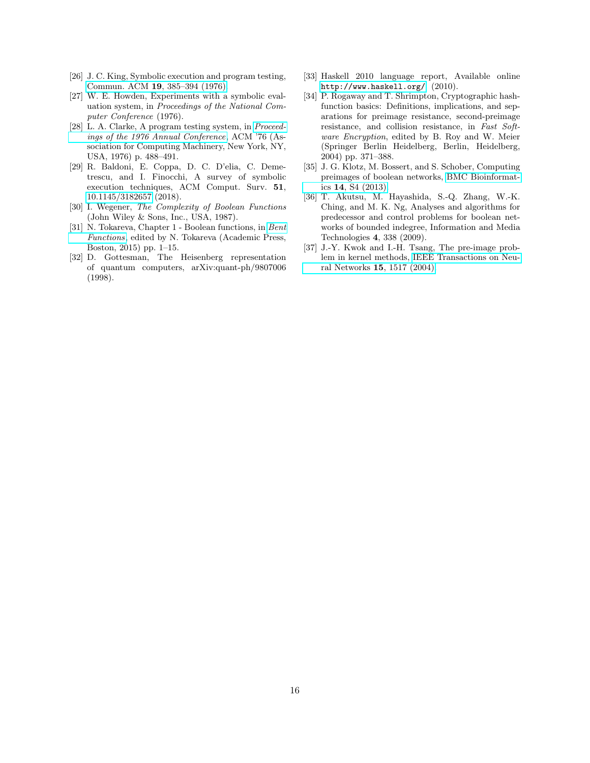[26] J. C. King, Symbolic execution and program testing, Commun. ACM **19**, 385–394 (1976).

[27] W. E. Howden, Experiments with a symbolic evaluation system, in *Proceedings of the National Computer Conference* (1976).

[28] L. A. Clarke, A program testing system, in *Proceedings of the 1976 Annual Conference*, ACM '76 (Association for Computing Machinery, New York, NY, USA, 1976) p. 488–491.

[29] R. Baldoni, E. Coppa, D. C. D'elia, C. Demetrescu, and I. Finocchi, A survey of symbolic execution techniques, ACM Comput. Surv. **51**, 10.1145/3182657 (2018).

[30] I. Wegener, *The Complexity of Boolean Functions* (John Wiley & Sons, Inc., USA, 1987).

[31] N. Tokareva, Chapter 1 - Boolean functions, in *Bent Functions*, edited by N. Tokareva (Academic Press, Boston, 2015) pp. 1–15.

[32] D. Gottesman, The Heisenberg representation of quantum computers, arXiv:quant-ph/9807006 (1998).

[33] Haskell 2010 language report, Available online `http://www.haskell.org/` (2010).

[34] P. Rogaway and T. Shrimpton, Cryptographic hash-function basics: Definitions, implications, and separations for preimage resistance, second-preimage resistance, and collision resistance, in *Fast Software Encryption*, edited by B. Roy and W. Meier (Springer Berlin Heidelberg, Berlin, Heidelberg, 2004) pp. 371–388.

[35] J. G. Klotz, M. Bossert, and S. Schober, Computing preimages of boolean networks, BMC Bioinformatics **14**, S4 (2013).

[36] T. Akutsu, M. Hayashida, S.-Q. Zhang, W.-K. Ching, and M. K. Ng, Analyses and algorithms for predecessor and control problems for boolean networks of bounded indegree, Information and Media Technologies **4**, 338 (2009).

[37] J.-Y. Kwok and I.-H. Tsang, The pre-image problem in kernel methods, IEEE Transactions on Neural Networks **15**, 1517 (2004).